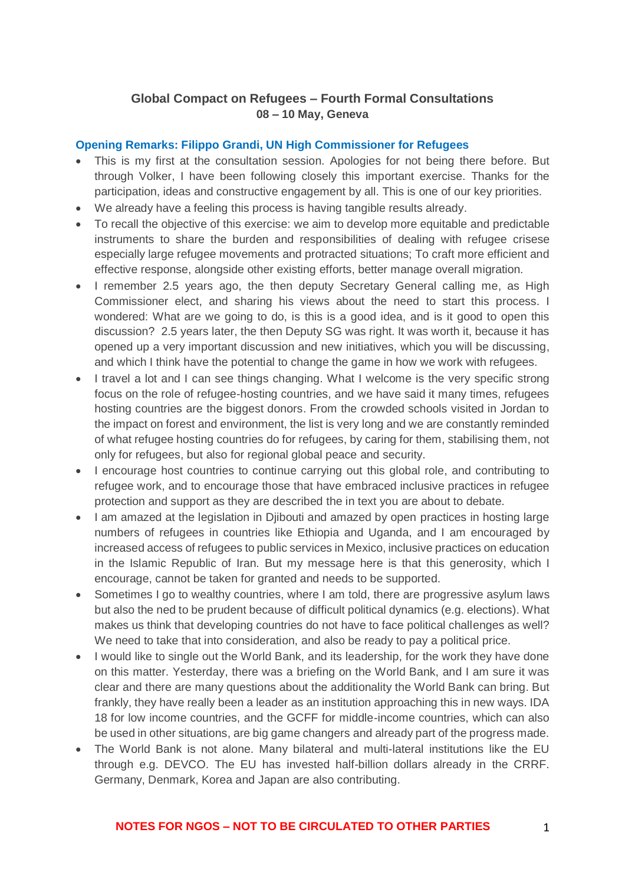# Global Compact on Refugees – Fourth Formal Consultations
**08 – 10 May, Geneva**

## Opening Remarks: Filippo Grandi, UN High Commissioner for Refugees

- This is my first at the consultation session. Apologies for not being there before. But through Volker, I have been following closely this important exercise. Thanks for the participation, ideas and constructive engagement by all. This is one of our key priorities.
- We already have a feeling this process is having tangible results already.
- To recall the objective of this exercise: we aim to develop more equitable and predictable instruments to share the burden and responsibilities of dealing with refugee crisese especially large refugee movements and protracted situations; To craft more efficient and effective response, alongside other existing efforts, better manage overall migration.
- I remember 2.5 years ago, the then deputy Secretary General calling me, as High Commissioner elect, and sharing his views about the need to start this process. I wondered: What are we going to do, is this is a good idea, and is it good to open this discussion? 2.5 years later, the then Deputy SG was right. It was worth it, because it has opened up a very important discussion and new initiatives, which you will be discussing, and which I think have the potential to change the game in how we work with refugees.
- I travel a lot and I can see things changing. What I welcome is the very specific strong focus on the role of refugee-hosting countries, and we have said it many times, refugees hosting countries are the biggest donors. From the crowded schools visited in Jordan to the impact on forest and environment, the list is very long and we are constantly reminded of what refugee hosting countries do for refugees, by caring for them, stabilising them, not only for refugees, but also for regional global peace and security.
- I encourage host countries to continue carrying out this global role, and contributing to refugee work, and to encourage those that have embraced inclusive practices in refugee protection and support as they are described the in text you are about to debate.
- I am amazed at the legislation in Djibouti and amazed by open practices in hosting large numbers of refugees in countries like Ethiopia and Uganda, and I am encouraged by increased access of refugees to public services in Mexico, inclusive practices on education in the Islamic Republic of Iran. But my message here is that this generosity, which I encourage, cannot be taken for granted and needs to be supported.
- Sometimes I go to wealthy countries, where I am told, there are progressive asylum laws but also the ned to be prudent because of difficult political dynamics (e.g. elections). What makes us think that developing countries do not have to face political challenges as well? We need to take that into consideration, and also be ready to pay a political price.
- I would like to single out the World Bank, and its leadership, for the work they have done on this matter. Yesterday, there was a briefing on the World Bank, and I am sure it was clear and there are many questions about the additionality the World Bank can bring. But frankly, they have really been a leader as an institution approaching this in new ways. IDA 18 for low income countries, and the GCFF for middle-income countries, which can also be used in other situations, are big game changers and already part of the progress made.
- The World Bank is not alone. Many bilateral and multi-lateral institutions like the EU through e.g. DEVCO. The EU has invested half-billion dollars already in the CRRF. Germany, Denmark, Korea and Japan are also contributing.

**NOTES FOR NGOS – NOT TO BE CIRCULATED TO OTHER PARTIES**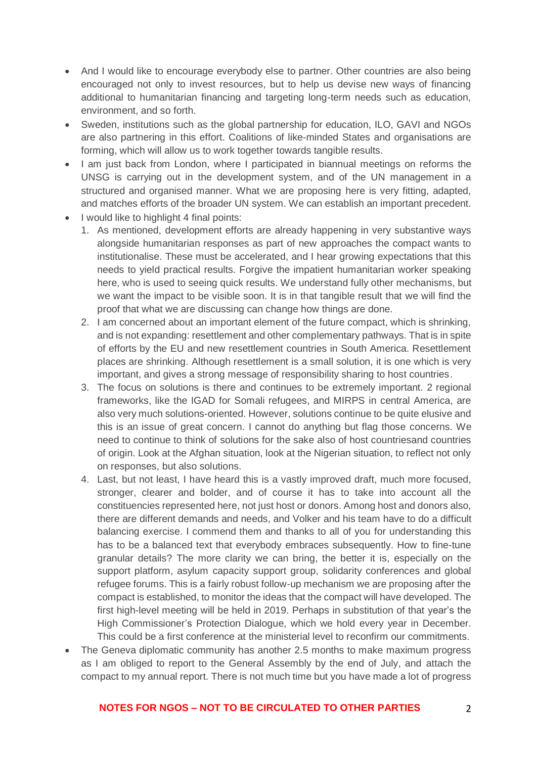- And I would like to encourage everybody else to partner. Other countries are also being encouraged not only to invest resources, but to help us devise new ways of financing additional to humanitarian financing and targeting long-term needs such as education, environment, and so forth.
- Sweden, institutions such as the global partnership for education, ILO, GAVI and NGOs are also partnering in this effort. Coalitions of like-minded States and organisations are forming, which will allow us to work together towards tangible results.
- I am just back from London, where I participated in biannual meetings on reforms the UNSG is carrying out in the development system, and of the UN management in a structured and organised manner. What we are proposing here is very fitting, adapted, and matches efforts of the broader UN system. We can establish an important precedent.
- I would like to highlight 4 final points:
  1. As mentioned, development efforts are already happening in very substantive ways alongside humanitarian responses as part of new approaches the compact wants to institutionalise. These must be accelerated, and I hear growing expectations that this needs to yield practical results. Forgive the impatient humanitarian worker speaking here, who is used to seeing quick results. We understand fully other mechanisms, but we want the impact to be visible soon. It is in that tangible result that we will find the proof that what we are discussing can change how things are done.
  2. I am concerned about an important element of the future compact, which is shrinking, and is not expanding: resettlement and other complementary pathways. That is in spite of efforts by the EU and new resettlement countries in South America. Resettlement places are shrinking. Although resettlement is a small solution, it is one which is very important, and gives a strong message of responsibility sharing to host countries.
  3. The focus on solutions is there and continues to be extremely important. 2 regional frameworks, like the IGAD for Somali refugees, and MIRPS in central America, are also very much solutions-oriented. However, solutions continue to be quite elusive and this is an issue of great concern. I cannot do anything but flag those concerns. We need to continue to think of solutions for the sake also of host countriesand countries of origin. Look at the Afghan situation, look at the Nigerian situation, to reflect not only on responses, but also solutions.
  4. Last, but not least, I have heard this is a vastly improved draft, much more focused, stronger, clearer and bolder, and of course it has to take into account all the constituencies represented here, not just host or donors. Among host and donors also, there are different demands and needs, and Volker and his team have to do a difficult balancing exercise. I commend them and thanks to all of you for understanding this has to be a balanced text that everybody embraces subsequently. How to fine-tune granular details? The more clarity we can bring, the better it is, especially on the support platform, asylum capacity support group, solidarity conferences and global refugee forums. This is a fairly robust follow-up mechanism we are proposing after the compact is established, to monitor the ideas that the compact will have developed. The first high-level meeting will be held in 2019. Perhaps in substitution of that year's the High Commissioner's Protection Dialogue, which we hold every year in December. This could be a first conference at the ministerial level to reconfirm our commitments.
- The Geneva diplomatic community has another 2.5 months to make maximum progress as I am obliged to report to the General Assembly by the end of July, and attach the compact to my annual report. There is not much time but you have made a lot of progress

**NOTES FOR NGOS – NOT TO BE CIRCULATED TO OTHER PARTIES**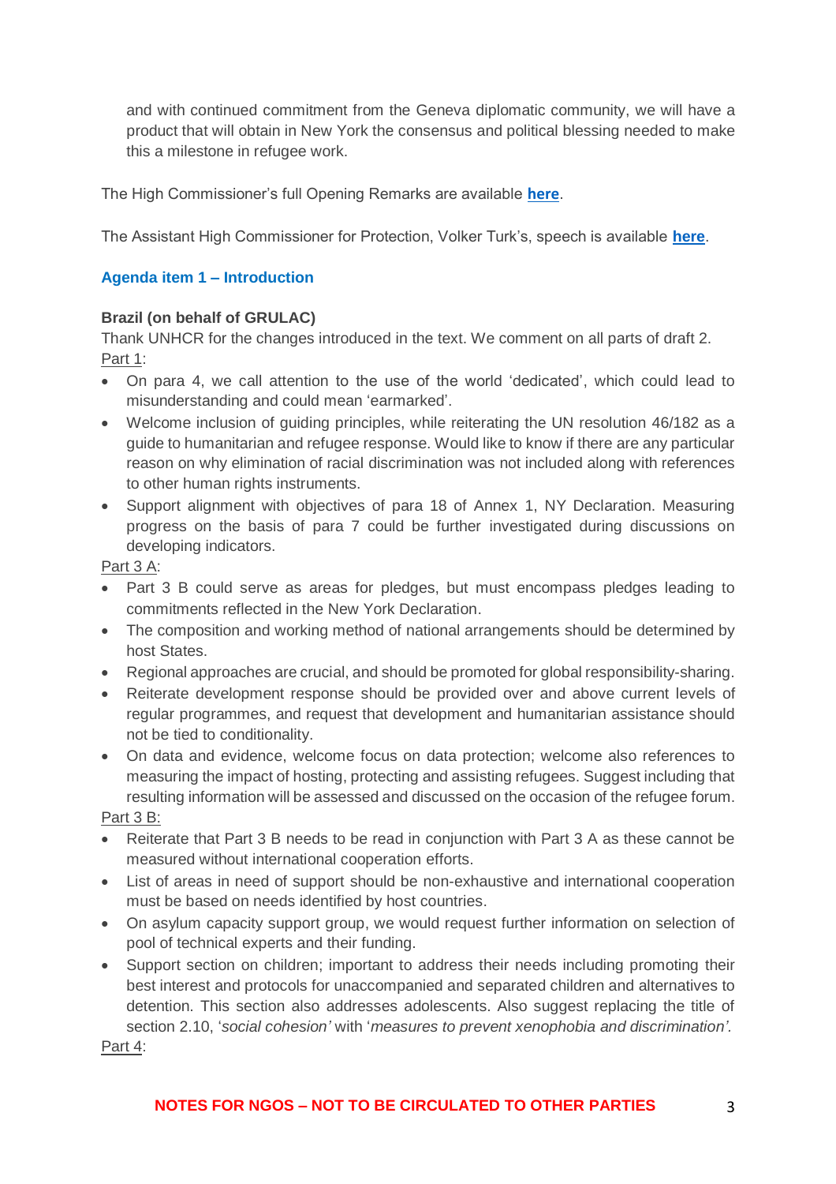and with continued commitment from the Geneva diplomatic community, we will have a product that will obtain in New York the consensus and political blessing needed to make this a milestone in refugee work.

The High Commissioner's full Opening Remarks are available **here**.

The Assistant High Commissioner for Protection, Volker Turk's, speech is available **here**.

### Agenda item 1 – Introduction

**Brazil (on behalf of GRULAC)**

Thank UNHCR for the changes introduced in the text. We comment on all parts of draft 2.

Part 1:

- On para 4, we call attention to the use of the world 'dedicated', which could lead to misunderstanding and could mean 'earmarked'.
- Welcome inclusion of guiding principles, while reiterating the UN resolution 46/182 as a guide to humanitarian and refugee response. Would like to know if there are any particular reason on why elimination of racial discrimination was not included along with references to other human rights instruments.
- Support alignment with objectives of para 18 of Annex 1, NY Declaration. Measuring progress on the basis of para 7 could be further investigated during discussions on developing indicators.

Part 3 A:

- Part 3 B could serve as areas for pledges, but must encompass pledges leading to commitments reflected in the New York Declaration.
- The composition and working method of national arrangements should be determined by host States.
- Regional approaches are crucial, and should be promoted for global responsibility-sharing.
- Reiterate development response should be provided over and above current levels of regular programmes, and request that development and humanitarian assistance should not be tied to conditionality.
- On data and evidence, welcome focus on data protection; welcome also references to measuring the impact of hosting, protecting and assisting refugees. Suggest including that resulting information will be assessed and discussed on the occasion of the refugee forum.

Part 3 B:

- Reiterate that Part 3 B needs to be read in conjunction with Part 3 A as these cannot be measured without international cooperation efforts.
- List of areas in need of support should be non-exhaustive and international cooperation must be based on needs identified by host countries.
- On asylum capacity support group, we would request further information on selection of pool of technical experts and their funding.
- Support section on children; important to address their needs including promoting their best interest and protocols for unaccompanied and separated children and alternatives to detention. This section also addresses adolescents. Also suggest replacing the title of section 2.10, '*social cohesion'* with '*measures to prevent xenophobia and discrimination'*.

Part 4:

**NOTES FOR NGOS – NOT TO BE CIRCULATED TO OTHER PARTIES**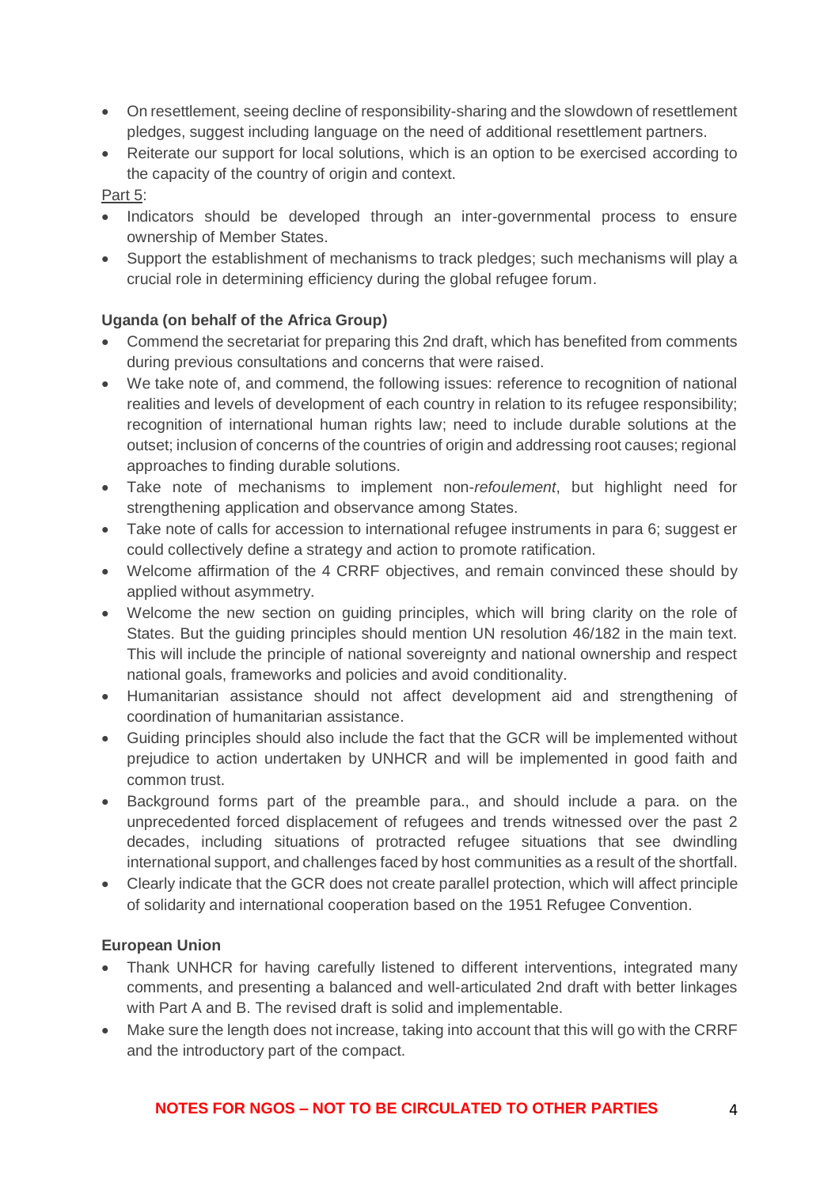- On resettlement, seeing decline of responsibility-sharing and the slowdown of resettlement pledges, suggest including language on the need of additional resettlement partners.
- Reiterate our support for local solutions, which is an option to be exercised according to the capacity of the country of origin and context.

Part 5:

- Indicators should be developed through an inter-governmental process to ensure ownership of Member States.
- Support the establishment of mechanisms to track pledges; such mechanisms will play a crucial role in determining efficiency during the global refugee forum.

**Uganda (on behalf of the Africa Group)**

- Commend the secretariat for preparing this 2nd draft, which has benefited from comments during previous consultations and concerns that were raised.
- We take note of, and commend, the following issues: reference to recognition of national realities and levels of development of each country in relation to its refugee responsibility; recognition of international human rights law; need to include durable solutions at the outset; inclusion of concerns of the countries of origin and addressing root causes; regional approaches to finding durable solutions.
- Take note of mechanisms to implement non-*refoulement*, but highlight need for strengthening application and observance among States.
- Take note of calls for accession to international refugee instruments in para 6; suggest er could collectively define a strategy and action to promote ratification.
- Welcome affirmation of the 4 CRRF objectives, and remain convinced these should by applied without asymmetry.
- Welcome the new section on guiding principles, which will bring clarity on the role of States. But the guiding principles should mention UN resolution 46/182 in the main text. This will include the principle of national sovereignty and national ownership and respect national goals, frameworks and policies and avoid conditionality.
- Humanitarian assistance should not affect development aid and strengthening of coordination of humanitarian assistance.
- Guiding principles should also include the fact that the GCR will be implemented without prejudice to action undertaken by UNHCR and will be implemented in good faith and common trust.
- Background forms part of the preamble para., and should include a para. on the unprecedented forced displacement of refugees and trends witnessed over the past 2 decades, including situations of protracted refugee situations that see dwindling international support, and challenges faced by host communities as a result of the shortfall.
- Clearly indicate that the GCR does not create parallel protection, which will affect principle of solidarity and international cooperation based on the 1951 Refugee Convention.

**European Union**

- Thank UNHCR for having carefully listened to different interventions, integrated many comments, and presenting a balanced and well-articulated 2nd draft with better linkages with Part A and B. The revised draft is solid and implementable.
- Make sure the length does not increase, taking into account that this will go with the CRRF and the introductory part of the compact.

**NOTES FOR NGOS – NOT TO BE CIRCULATED TO OTHER PARTIES**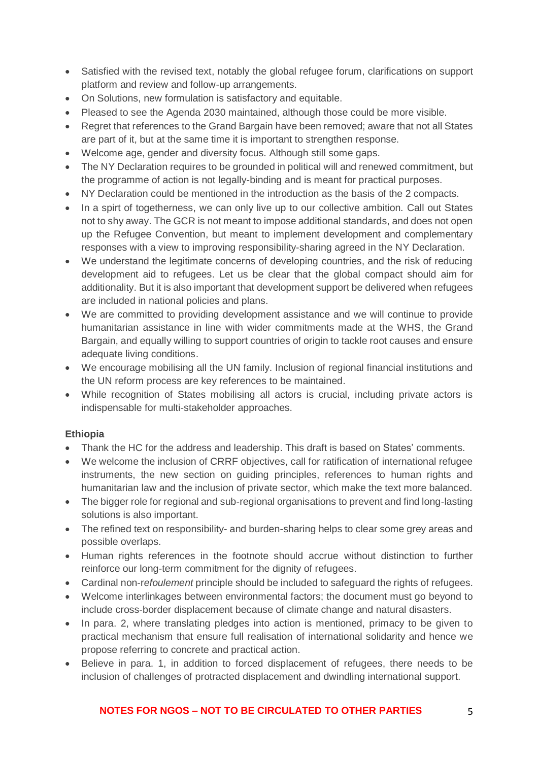- Satisfied with the revised text, notably the global refugee forum, clarifications on support platform and review and follow-up arrangements.
- On Solutions, new formulation is satisfactory and equitable.
- Pleased to see the Agenda 2030 maintained, although those could be more visible.
- Regret that references to the Grand Bargain have been removed; aware that not all States are part of it, but at the same time it is important to strengthen response.
- Welcome age, gender and diversity focus. Although still some gaps.
- The NY Declaration requires to be grounded in political will and renewed commitment, but the programme of action is not legally-binding and is meant for practical purposes.
- NY Declaration could be mentioned in the introduction as the basis of the 2 compacts.
- In a spirt of togetherness, we can only live up to our collective ambition. Call out States not to shy away. The GCR is not meant to impose additional standards, and does not open up the Refugee Convention, but meant to implement development and complementary responses with a view to improving responsibility-sharing agreed in the NY Declaration.
- We understand the legitimate concerns of developing countries, and the risk of reducing development aid to refugees. Let us be clear that the global compact should aim for additionality. But it is also important that development support be delivered when refugees are included in national policies and plans.
- We are committed to providing development assistance and we will continue to provide humanitarian assistance in line with wider commitments made at the WHS, the Grand Bargain, and equally willing to support countries of origin to tackle root causes and ensure adequate living conditions.
- We encourage mobilising all the UN family. Inclusion of regional financial institutions and the UN reform process are key references to be maintained.
- While recognition of States mobilising all actors is crucial, including private actors is indispensable for multi-stakeholder approaches.

**Ethiopia**

- Thank the HC for the address and leadership. This draft is based on States' comments.
- We welcome the inclusion of CRRF objectives, call for ratification of international refugee instruments, the new section on guiding principles, references to human rights and humanitarian law and the inclusion of private sector, which make the text more balanced.
- The bigger role for regional and sub-regional organisations to prevent and find long-lasting solutions is also important.
- The refined text on responsibility- and burden-sharing helps to clear some grey areas and possible overlaps.
- Human rights references in the footnote should accrue without distinction to further reinforce our long-term commitment for the dignity of refugees.
- Cardinal non-r*efoulement* principle should be included to safeguard the rights of refugees.
- Welcome interlinkages between environmental factors; the document must go beyond to include cross-border displacement because of climate change and natural disasters.
- In para. 2, where translating pledges into action is mentioned, primacy to be given to practical mechanism that ensure full realisation of international solidarity and hence we propose referring to concrete and practical action.
- Believe in para. 1, in addition to forced displacement of refugees, there needs to be inclusion of challenges of protracted displacement and dwindling international support.

**NOTES FOR NGOS – NOT TO BE CIRCULATED TO OTHER PARTIES**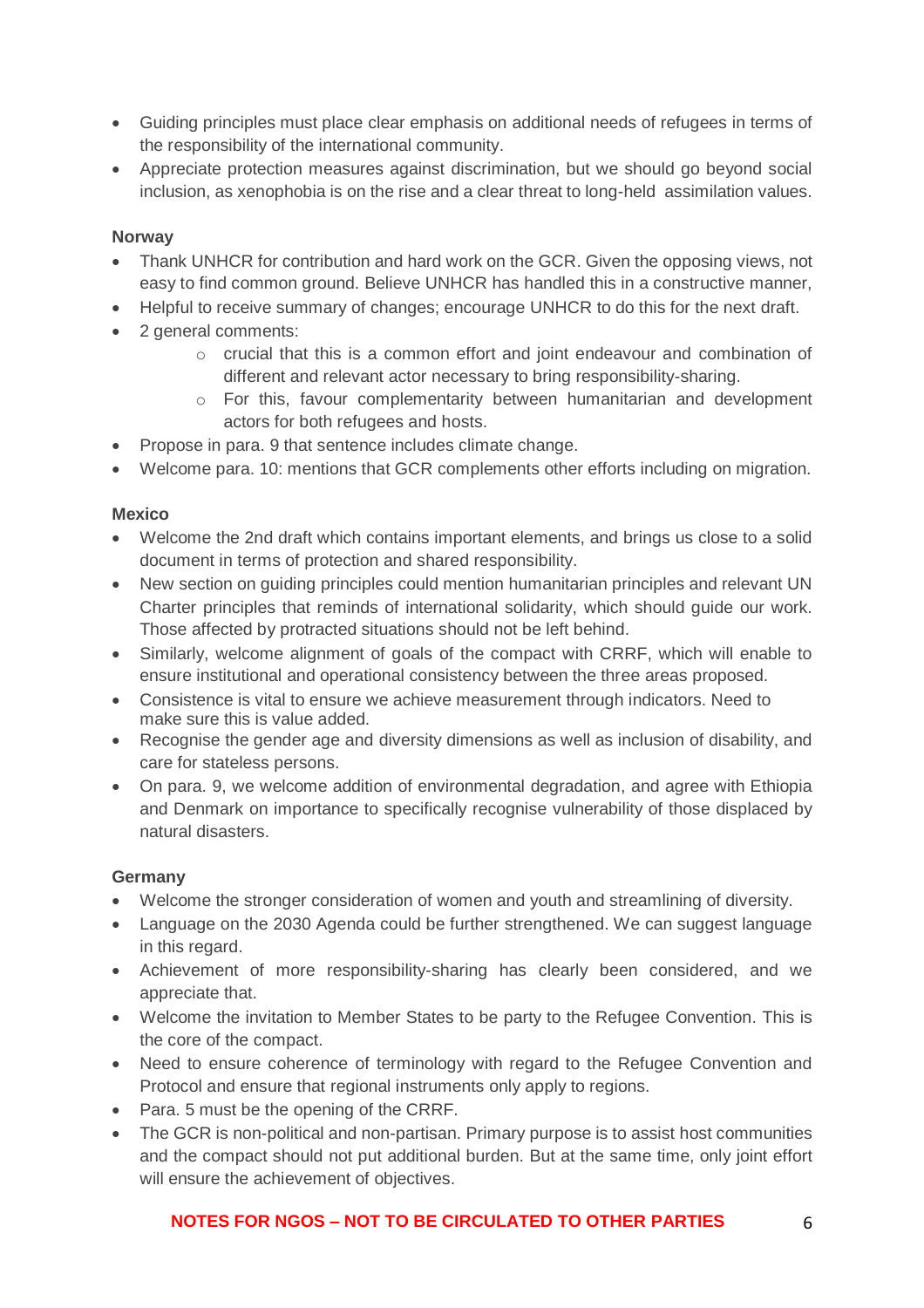- Guiding principles must place clear emphasis on additional needs of refugees in terms of the responsibility of the international community.
- Appreciate protection measures against discrimination, but we should go beyond social inclusion, as xenophobia is on the rise and a clear threat to long-held assimilation values.

**Norway**

- Thank UNHCR for contribution and hard work on the GCR. Given the opposing views, not easy to find common ground. Believe UNHCR has handled this in a constructive manner,
- Helpful to receive summary of changes; encourage UNHCR to do this for the next draft.
- 2 general comments:
    - crucial that this is a common effort and joint endeavour and combination of different and relevant actor necessary to bring responsibility-sharing.
    - For this, favour complementarity between humanitarian and development actors for both refugees and hosts.
- Propose in para. 9 that sentence includes climate change.
- Welcome para. 10: mentions that GCR complements other efforts including on migration.

**Mexico**

- Welcome the 2nd draft which contains important elements, and brings us close to a solid document in terms of protection and shared responsibility.
- New section on guiding principles could mention humanitarian principles and relevant UN Charter principles that reminds of international solidarity, which should guide our work. Those affected by protracted situations should not be left behind.
- Similarly, welcome alignment of goals of the compact with CRRF, which will enable to ensure institutional and operational consistency between the three areas proposed.
- Consistence is vital to ensure we achieve measurement through indicators. Need to make sure this is value added.
- Recognise the gender age and diversity dimensions as well as inclusion of disability, and care for stateless persons.
- On para. 9, we welcome addition of environmental degradation, and agree with Ethiopia and Denmark on importance to specifically recognise vulnerability of those displaced by natural disasters.

**Germany**

- Welcome the stronger consideration of women and youth and streamlining of diversity.
- Language on the 2030 Agenda could be further strengthened. We can suggest language in this regard.
- Achievement of more responsibility-sharing has clearly been considered, and we appreciate that.
- Welcome the invitation to Member States to be party to the Refugee Convention. This is the core of the compact.
- Need to ensure coherence of terminology with regard to the Refugee Convention and Protocol and ensure that regional instruments only apply to regions.
- Para. 5 must be the opening of the CRRF.
- The GCR is non-political and non-partisan. Primary purpose is to assist host communities and the compact should not put additional burden. But at the same time, only joint effort will ensure the achievement of objectives.

**NOTES FOR NGOS – NOT TO BE CIRCULATED TO OTHER PARTIES**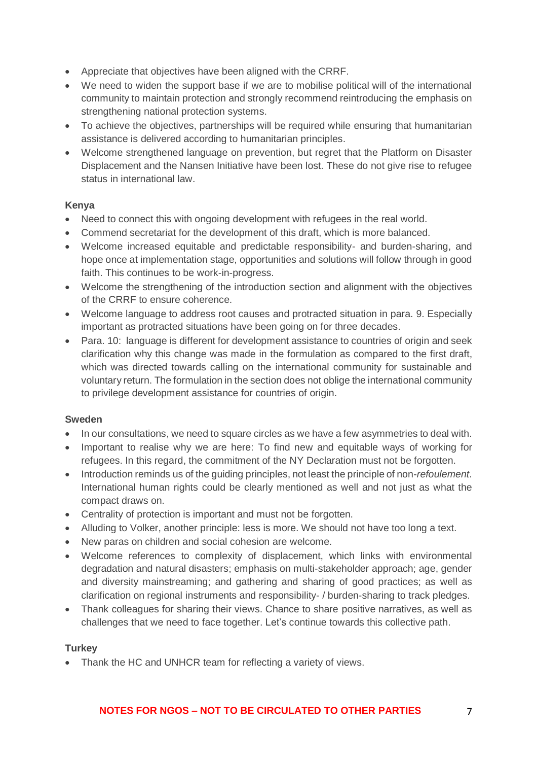- Appreciate that objectives have been aligned with the CRRF.
- We need to widen the support base if we are to mobilise political will of the international community to maintain protection and strongly recommend reintroducing the emphasis on strengthening national protection systems.
- To achieve the objectives, partnerships will be required while ensuring that humanitarian assistance is delivered according to humanitarian principles.
- Welcome strengthened language on prevention, but regret that the Platform on Disaster Displacement and the Nansen Initiative have been lost. These do not give rise to refugee status in international law.

**Kenya**

- Need to connect this with ongoing development with refugees in the real world.
- Commend secretariat for the development of this draft, which is more balanced.
- Welcome increased equitable and predictable responsibility- and burden-sharing, and hope once at implementation stage, opportunities and solutions will follow through in good faith. This continues to be work-in-progress.
- Welcome the strengthening of the introduction section and alignment with the objectives of the CRRF to ensure coherence.
- Welcome language to address root causes and protracted situation in para. 9. Especially important as protracted situations have been going on for three decades.
- Para. 10: language is different for development assistance to countries of origin and seek clarification why this change was made in the formulation as compared to the first draft, which was directed towards calling on the international community for sustainable and voluntary return. The formulation in the section does not oblige the international community to privilege development assistance for countries of origin.

**Sweden**

- In our consultations, we need to square circles as we have a few asymmetries to deal with.
- Important to realise why we are here: To find new and equitable ways of working for refugees. In this regard, the commitment of the NY Declaration must not be forgotten.
- Introduction reminds us of the guiding principles, not least the principle of non-*refoulement*. International human rights could be clearly mentioned as well and not just as what the compact draws on.
- Centrality of protection is important and must not be forgotten.
- Alluding to Volker, another principle: less is more. We should not have too long a text.
- New paras on children and social cohesion are welcome.
- Welcome references to complexity of displacement, which links with environmental degradation and natural disasters; emphasis on multi-stakeholder approach; age, gender and diversity mainstreaming; and gathering and sharing of good practices; as well as clarification on regional instruments and responsibility- / burden-sharing to track pledges.
- Thank colleagues for sharing their views. Chance to share positive narratives, as well as challenges that we need to face together. Let's continue towards this collective path.

**Turkey**

- Thank the HC and UNHCR team for reflecting a variety of views.

**NOTES FOR NGOS – NOT TO BE CIRCULATED TO OTHER PARTIES**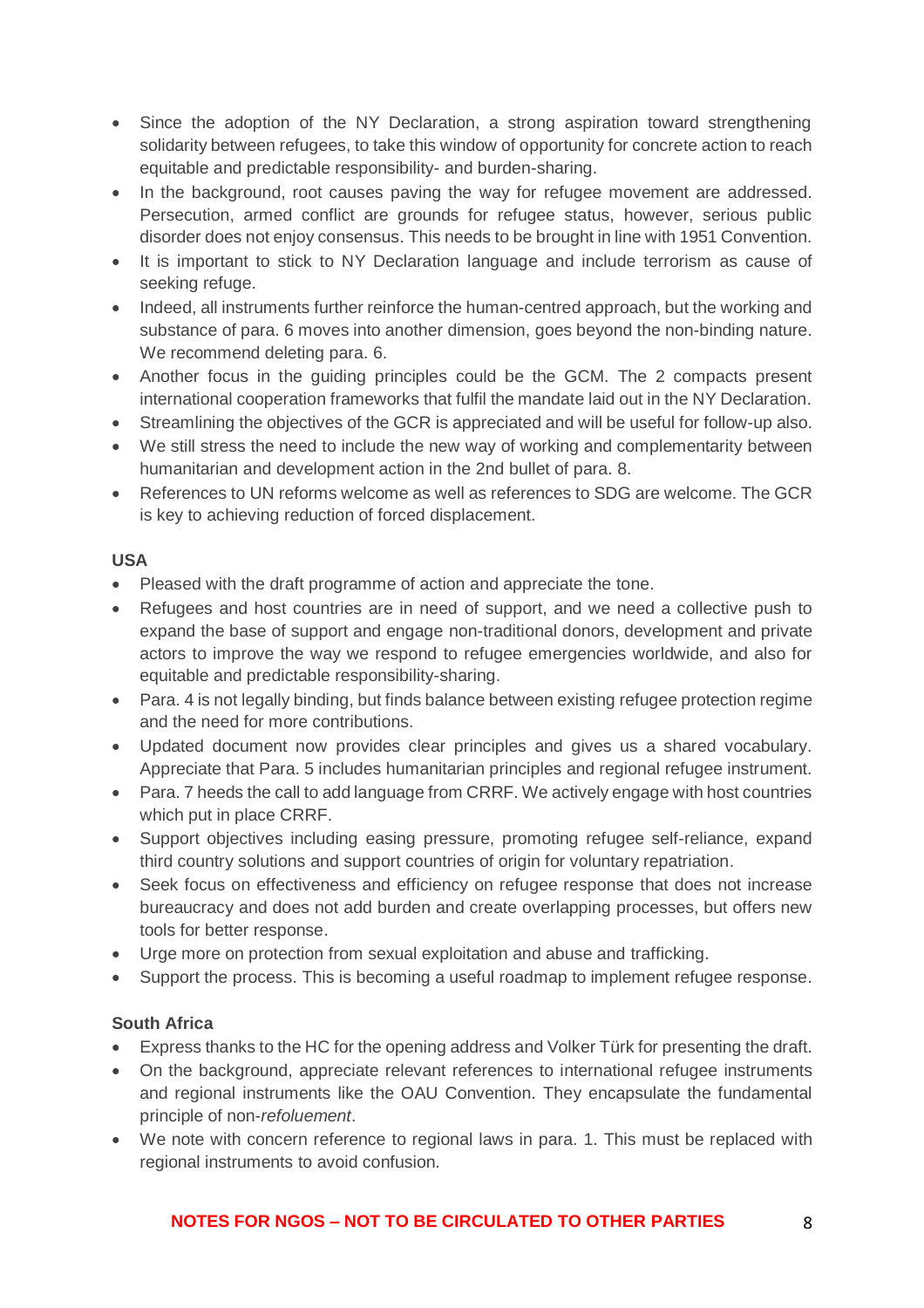- Since the adoption of the NY Declaration, a strong aspiration toward strengthening solidarity between refugees, to take this window of opportunity for concrete action to reach equitable and predictable responsibility- and burden-sharing.
- In the background, root causes paving the way for refugee movement are addressed. Persecution, armed conflict are grounds for refugee status, however, serious public disorder does not enjoy consensus. This needs to be brought in line with 1951 Convention.
- It is important to stick to NY Declaration language and include terrorism as cause of seeking refuge.
- Indeed, all instruments further reinforce the human-centred approach, but the working and substance of para. 6 moves into another dimension, goes beyond the non-binding nature. We recommend deleting para. 6.
- Another focus in the guiding principles could be the GCM. The 2 compacts present international cooperation frameworks that fulfil the mandate laid out in the NY Declaration.
- Streamlining the objectives of the GCR is appreciated and will be useful for follow-up also.
- We still stress the need to include the new way of working and complementarity between humanitarian and development action in the 2nd bullet of para. 8.
- References to UN reforms welcome as well as references to SDG are welcome. The GCR is key to achieving reduction of forced displacement.

**USA**

- Pleased with the draft programme of action and appreciate the tone.
- Refugees and host countries are in need of support, and we need a collective push to expand the base of support and engage non-traditional donors, development and private actors to improve the way we respond to refugee emergencies worldwide, and also for equitable and predictable responsibility-sharing.
- Para. 4 is not legally binding, but finds balance between existing refugee protection regime and the need for more contributions.
- Updated document now provides clear principles and gives us a shared vocabulary. Appreciate that Para. 5 includes humanitarian principles and regional refugee instrument.
- Para. 7 heeds the call to add language from CRRF. We actively engage with host countries which put in place CRRF.
- Support objectives including easing pressure, promoting refugee self-reliance, expand third country solutions and support countries of origin for voluntary repatriation.
- Seek focus on effectiveness and efficiency on refugee response that does not increase bureaucracy and does not add burden and create overlapping processes, but offers new tools for better response.
- Urge more on protection from sexual exploitation and abuse and trafficking.
- Support the process. This is becoming a useful roadmap to implement refugee response.

**South Africa**

- Express thanks to the HC for the opening address and Volker Türk for presenting the draft.
- On the background, appreciate relevant references to international refugee instruments and regional instruments like the OAU Convention. They encapsulate the fundamental principle of non-*refoluement*.
- We note with concern reference to regional laws in para. 1. This must be replaced with regional instruments to avoid confusion.

**NOTES FOR NGOS – NOT TO BE CIRCULATED TO OTHER PARTIES**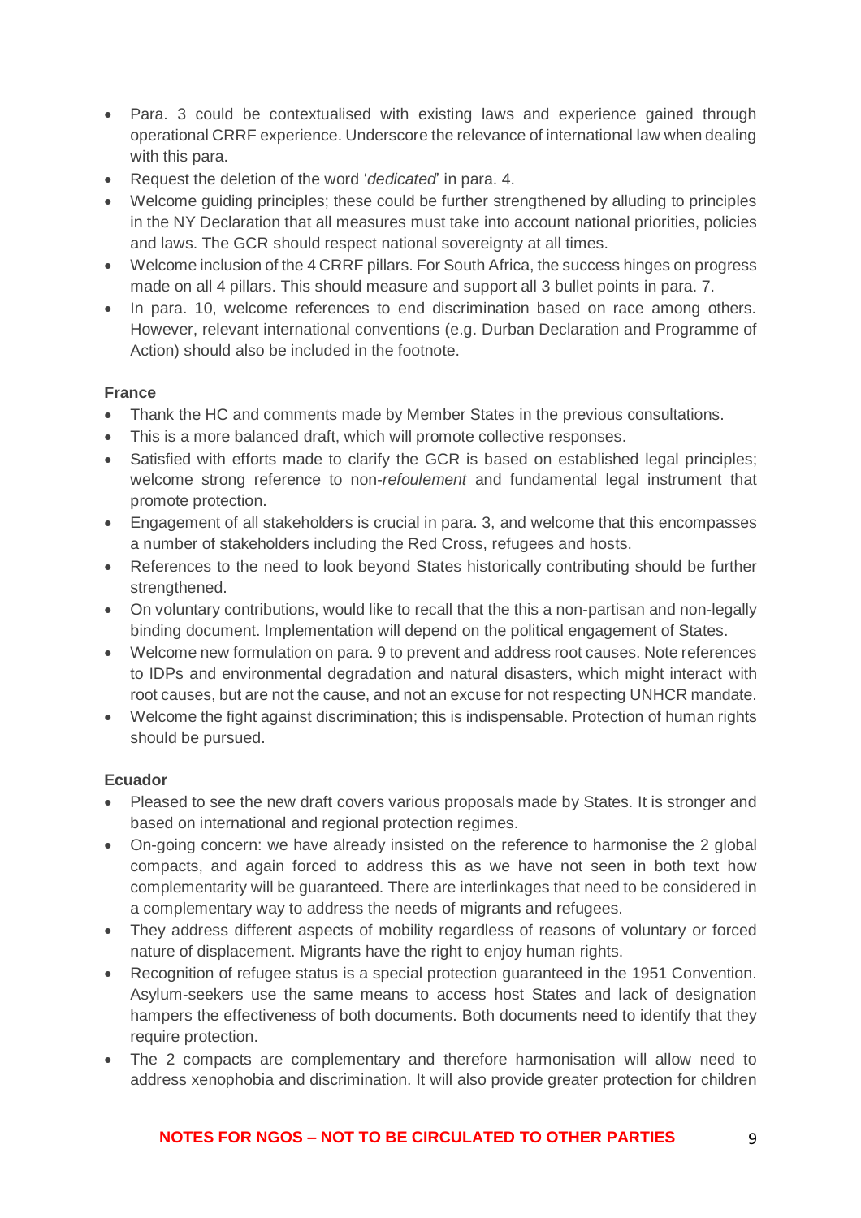- Para. 3 could be contextualised with existing laws and experience gained through operational CRRF experience. Underscore the relevance of international law when dealing with this para.
- Request the deletion of the word '*dedicated*' in para. 4.
- Welcome guiding principles; these could be further strengthened by alluding to principles in the NY Declaration that all measures must take into account national priorities, policies and laws. The GCR should respect national sovereignty at all times.
- Welcome inclusion of the 4 CRRF pillars. For South Africa, the success hinges on progress made on all 4 pillars. This should measure and support all 3 bullet points in para. 7.
- In para. 10, welcome references to end discrimination based on race among others. However, relevant international conventions (e.g. Durban Declaration and Programme of Action) should also be included in the footnote.

**France**

- Thank the HC and comments made by Member States in the previous consultations.
- This is a more balanced draft, which will promote collective responses.
- Satisfied with efforts made to clarify the GCR is based on established legal principles; welcome strong reference to non-*refoulement* and fundamental legal instrument that promote protection.
- Engagement of all stakeholders is crucial in para. 3, and welcome that this encompasses a number of stakeholders including the Red Cross, refugees and hosts.
- References to the need to look beyond States historically contributing should be further strengthened.
- On voluntary contributions, would like to recall that the this a non-partisan and non-legally binding document. Implementation will depend on the political engagement of States.
- Welcome new formulation on para. 9 to prevent and address root causes. Note references to IDPs and environmental degradation and natural disasters, which might interact with root causes, but are not the cause, and not an excuse for not respecting UNHCR mandate.
- Welcome the fight against discrimination; this is indispensable. Protection of human rights should be pursued.

**Ecuador**

- Pleased to see the new draft covers various proposals made by States. It is stronger and based on international and regional protection regimes.
- On-going concern: we have already insisted on the reference to harmonise the 2 global compacts, and again forced to address this as we have not seen in both text how complementarity will be guaranteed. There are interlinkages that need to be considered in a complementary way to address the needs of migrants and refugees.
- They address different aspects of mobility regardless of reasons of voluntary or forced nature of displacement. Migrants have the right to enjoy human rights.
- Recognition of refugee status is a special protection guaranteed in the 1951 Convention. Asylum-seekers use the same means to access host States and lack of designation hampers the effectiveness of both documents. Both documents need to identify that they require protection.
- The 2 compacts are complementary and therefore harmonisation will allow need to address xenophobia and discrimination. It will also provide greater protection for children

**NOTES FOR NGOS – NOT TO BE CIRCULATED TO OTHER PARTIES**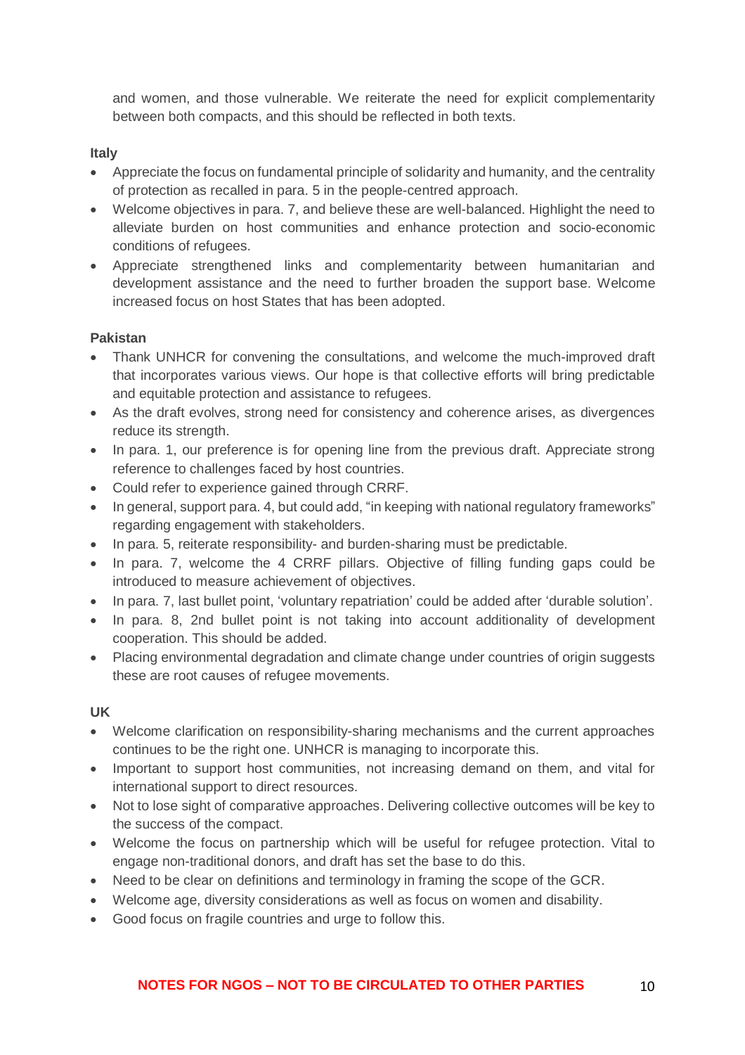and women, and those vulnerable. We reiterate the need for explicit complementarity between both compacts, and this should be reflected in both texts.

**Italy**

- Appreciate the focus on fundamental principle of solidarity and humanity, and the centrality of protection as recalled in para. 5 in the people-centred approach.
- Welcome objectives in para. 7, and believe these are well-balanced. Highlight the need to alleviate burden on host communities and enhance protection and socio-economic conditions of refugees.
- Appreciate strengthened links and complementarity between humanitarian and development assistance and the need to further broaden the support base. Welcome increased focus on host States that has been adopted.

**Pakistan**

- Thank UNHCR for convening the consultations, and welcome the much-improved draft that incorporates various views. Our hope is that collective efforts will bring predictable and equitable protection and assistance to refugees.
- As the draft evolves, strong need for consistency and coherence arises, as divergences reduce its strength.
- In para. 1, our preference is for opening line from the previous draft. Appreciate strong reference to challenges faced by host countries.
- Could refer to experience gained through CRRF.
- In general, support para. 4, but could add, "in keeping with national regulatory frameworks" regarding engagement with stakeholders.
- In para. 5, reiterate responsibility- and burden-sharing must be predictable.
- In para. 7, welcome the 4 CRRF pillars. Objective of filling funding gaps could be introduced to measure achievement of objectives.
- In para. 7, last bullet point, 'voluntary repatriation' could be added after 'durable solution'.
- In para. 8, 2nd bullet point is not taking into account additionality of development cooperation. This should be added.
- Placing environmental degradation and climate change under countries of origin suggests these are root causes of refugee movements.

**UK**

- Welcome clarification on responsibility-sharing mechanisms and the current approaches continues to be the right one. UNHCR is managing to incorporate this.
- Important to support host communities, not increasing demand on them, and vital for international support to direct resources.
- Not to lose sight of comparative approaches. Delivering collective outcomes will be key to the success of the compact.
- Welcome the focus on partnership which will be useful for refugee protection. Vital to engage non-traditional donors, and draft has set the base to do this.
- Need to be clear on definitions and terminology in framing the scope of the GCR.
- Welcome age, diversity considerations as well as focus on women and disability.
- Good focus on fragile countries and urge to follow this.

**NOTES FOR NGOS – NOT TO BE CIRCULATED TO OTHER PARTIES**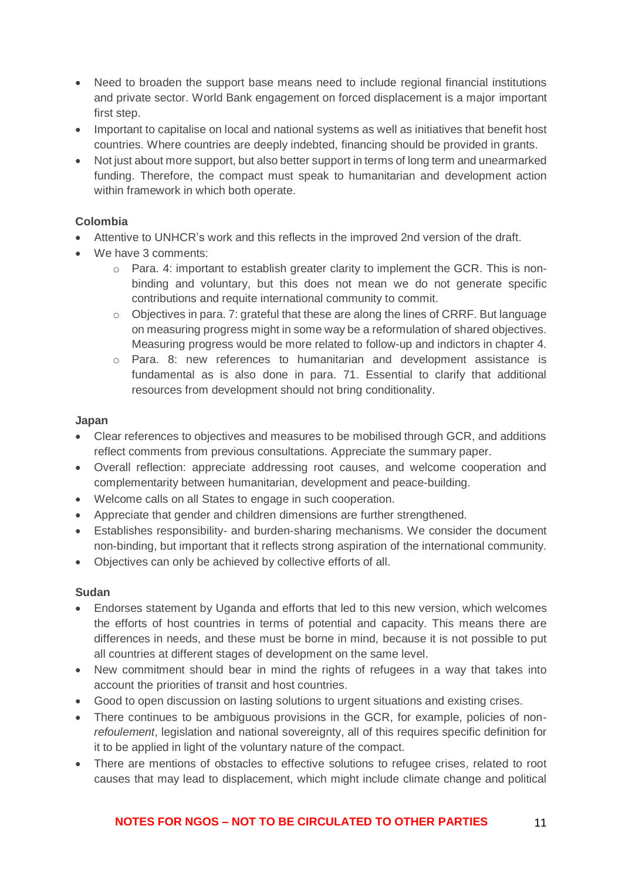- Need to broaden the support base means need to include regional financial institutions and private sector. World Bank engagement on forced displacement is a major important first step.
- Important to capitalise on local and national systems as well as initiatives that benefit host countries. Where countries are deeply indebted, financing should be provided in grants.
- Not just about more support, but also better support in terms of long term and unearmarked funding. Therefore, the compact must speak to humanitarian and development action within framework in which both operate.

**Colombia**

- Attentive to UNHCR's work and this reflects in the improved 2nd version of the draft.
- We have 3 comments:
    - Para. 4: important to establish greater clarity to implement the GCR. This is non-binding and voluntary, but this does not mean we do not generate specific contributions and requite international community to commit.
    - Objectives in para. 7: grateful that these are along the lines of CRRF. But language on measuring progress might in some way be a reformulation of shared objectives. Measuring progress would be more related to follow-up and indictors in chapter 4.
    - Para. 8: new references to humanitarian and development assistance is fundamental as is also done in para. 71. Essential to clarify that additional resources from development should not bring conditionality.

**Japan**

- Clear references to objectives and measures to be mobilised through GCR, and additions reflect comments from previous consultations. Appreciate the summary paper.
- Overall reflection: appreciate addressing root causes, and welcome cooperation and complementarity between humanitarian, development and peace-building.
- Welcome calls on all States to engage in such cooperation.
- Appreciate that gender and children dimensions are further strengthened.
- Establishes responsibility- and burden-sharing mechanisms. We consider the document non-binding, but important that it reflects strong aspiration of the international community.
- Objectives can only be achieved by collective efforts of all.

**Sudan**

- Endorses statement by Uganda and efforts that led to this new version, which welcomes the efforts of host countries in terms of potential and capacity. This means there are differences in needs, and these must be borne in mind, because it is not possible to put all countries at different stages of development on the same level.
- New commitment should bear in mind the rights of refugees in a way that takes into account the priorities of transit and host countries.
- Good to open discussion on lasting solutions to urgent situations and existing crises.
- There continues to be ambiguous provisions in the GCR, for example, policies of non-*refoulement*, legislation and national sovereignty, all of this requires specific definition for it to be applied in light of the voluntary nature of the compact.
- There are mentions of obstacles to effective solutions to refugee crises, related to root causes that may lead to displacement, which might include climate change and political

**NOTES FOR NGOS – NOT TO BE CIRCULATED TO OTHER PARTIES**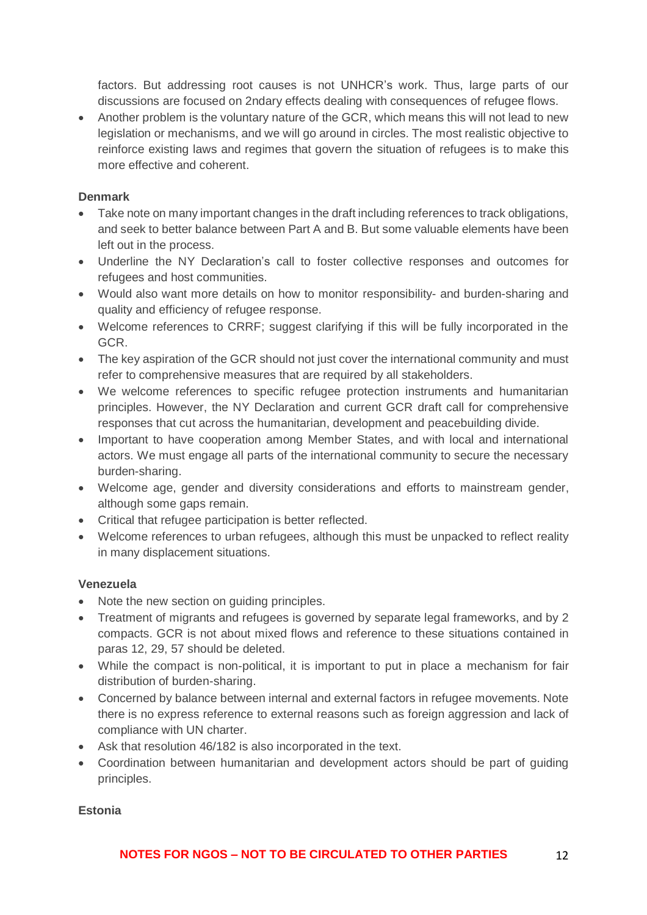factors. But addressing root causes is not UNHCR's work. Thus, large parts of our discussions are focused on 2ndary effects dealing with consequences of refugee flows.

- Another problem is the voluntary nature of the GCR, which means this will not lead to new legislation or mechanisms, and we will go around in circles. The most realistic objective to reinforce existing laws and regimes that govern the situation of refugees is to make this more effective and coherent.

**Denmark**

- Take note on many important changes in the draft including references to track obligations, and seek to better balance between Part A and B. But some valuable elements have been left out in the process.
- Underline the NY Declaration's call to foster collective responses and outcomes for refugees and host communities.
- Would also want more details on how to monitor responsibility- and burden-sharing and quality and efficiency of refugee response.
- Welcome references to CRRF; suggest clarifying if this will be fully incorporated in the GCR.
- The key aspiration of the GCR should not just cover the international community and must refer to comprehensive measures that are required by all stakeholders.
- We welcome references to specific refugee protection instruments and humanitarian principles. However, the NY Declaration and current GCR draft call for comprehensive responses that cut across the humanitarian, development and peacebuilding divide.
- Important to have cooperation among Member States, and with local and international actors. We must engage all parts of the international community to secure the necessary burden-sharing.
- Welcome age, gender and diversity considerations and efforts to mainstream gender, although some gaps remain.
- Critical that refugee participation is better reflected.
- Welcome references to urban refugees, although this must be unpacked to reflect reality in many displacement situations.

**Venezuela**

- Note the new section on guiding principles.
- Treatment of migrants and refugees is governed by separate legal frameworks, and by 2 compacts. GCR is not about mixed flows and reference to these situations contained in paras 12, 29, 57 should be deleted.
- While the compact is non-political, it is important to put in place a mechanism for fair distribution of burden-sharing.
- Concerned by balance between internal and external factors in refugee movements. Note there is no express reference to external reasons such as foreign aggression and lack of compliance with UN charter.
- Ask that resolution 46/182 is also incorporated in the text.
- Coordination between humanitarian and development actors should be part of guiding principles.

**Estonia**

NOTES FOR NGOS – NOT TO BE CIRCULATED TO OTHER PARTIES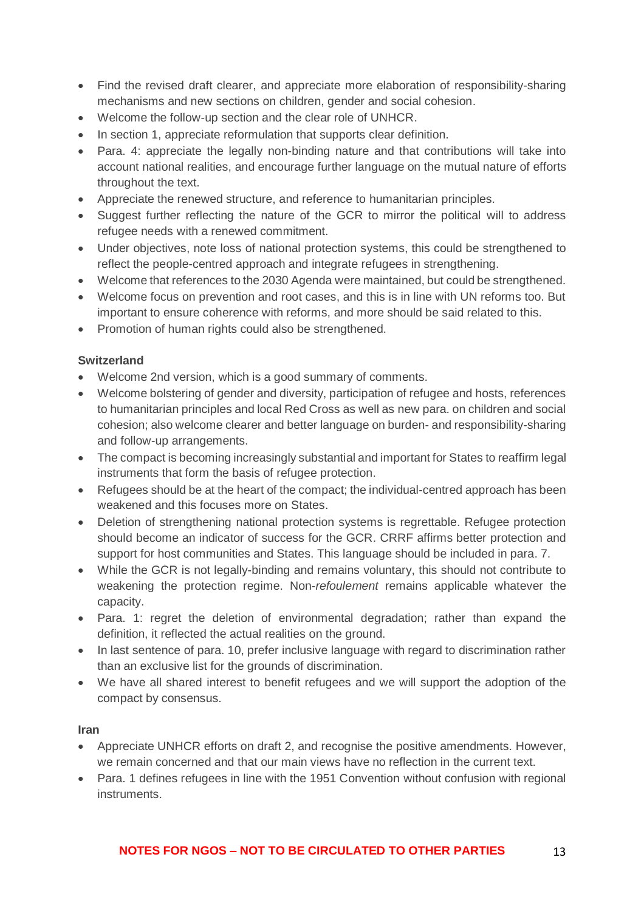- Find the revised draft clearer, and appreciate more elaboration of responsibility-sharing mechanisms and new sections on children, gender and social cohesion.
- Welcome the follow-up section and the clear role of UNHCR.
- In section 1, appreciate reformulation that supports clear definition.
- Para. 4: appreciate the legally non-binding nature and that contributions will take into account national realities, and encourage further language on the mutual nature of efforts throughout the text.
- Appreciate the renewed structure, and reference to humanitarian principles.
- Suggest further reflecting the nature of the GCR to mirror the political will to address refugee needs with a renewed commitment.
- Under objectives, note loss of national protection systems, this could be strengthened to reflect the people-centred approach and integrate refugees in strengthening.
- Welcome that references to the 2030 Agenda were maintained, but could be strengthened.
- Welcome focus on prevention and root cases, and this is in line with UN reforms too. But important to ensure coherence with reforms, and more should be said related to this.
- Promotion of human rights could also be strengthened.

**Switzerland**

- Welcome 2nd version, which is a good summary of comments.
- Welcome bolstering of gender and diversity, participation of refugee and hosts, references to humanitarian principles and local Red Cross as well as new para. on children and social cohesion; also welcome clearer and better language on burden- and responsibility-sharing and follow-up arrangements.
- The compact is becoming increasingly substantial and important for States to reaffirm legal instruments that form the basis of refugee protection.
- Refugees should be at the heart of the compact; the individual-centred approach has been weakened and this focuses more on States.
- Deletion of strengthening national protection systems is regrettable. Refugee protection should become an indicator of success for the GCR. CRRF affirms better protection and support for host communities and States. This language should be included in para. 7.
- While the GCR is not legally-binding and remains voluntary, this should not contribute to weakening the protection regime. Non-*refoulement* remains applicable whatever the capacity.
- Para. 1: regret the deletion of environmental degradation; rather than expand the definition, it reflected the actual realities on the ground.
- In last sentence of para. 10, prefer inclusive language with regard to discrimination rather than an exclusive list for the grounds of discrimination.
- We have all shared interest to benefit refugees and we will support the adoption of the compact by consensus.

**Iran**

- Appreciate UNHCR efforts on draft 2, and recognise the positive amendments. However, we remain concerned and that our main views have no reflection in the current text.
- Para. 1 defines refugees in line with the 1951 Convention without confusion with regional instruments.

**NOTES FOR NGOS – NOT TO BE CIRCULATED TO OTHER PARTIES**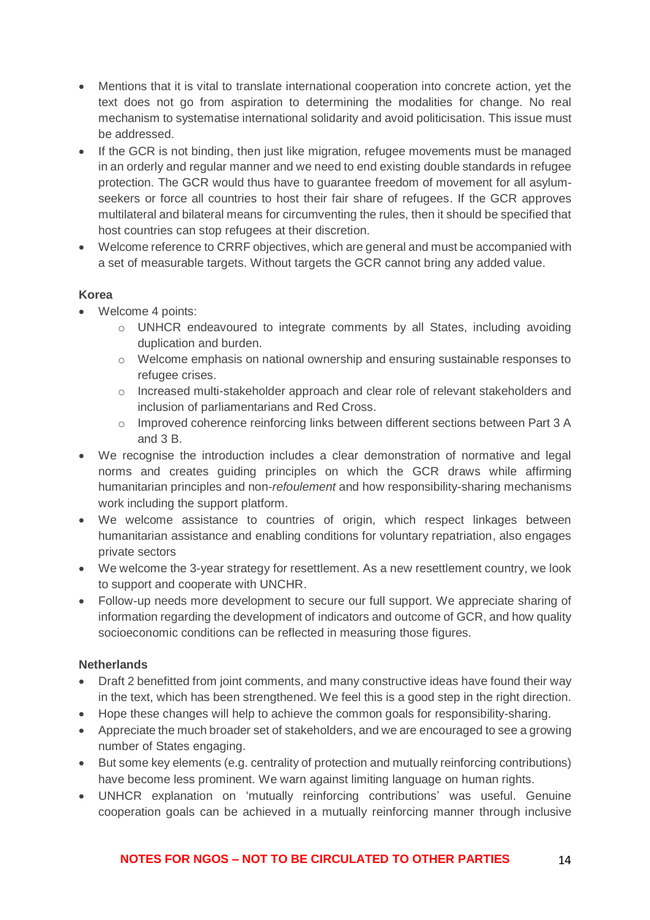- Mentions that it is vital to translate international cooperation into concrete action, yet the text does not go from aspiration to determining the modalities for change. No real mechanism to systematise international solidarity and avoid politicisation. This issue must be addressed.
- If the GCR is not binding, then just like migration, refugee movements must be managed in an orderly and regular manner and we need to end existing double standards in refugee protection. The GCR would thus have to guarantee freedom of movement for all asylum-seekers or force all countries to host their fair share of refugees. If the GCR approves multilateral and bilateral means for circumventing the rules, then it should be specified that host countries can stop refugees at their discretion.
- Welcome reference to CRRF objectives, which are general and must be accompanied with a set of measurable targets. Without targets the GCR cannot bring any added value.

**Korea**

- Welcome 4 points:
    - UNHCR endeavoured to integrate comments by all States, including avoiding duplication and burden.
    - Welcome emphasis on national ownership and ensuring sustainable responses to refugee crises.
    - Increased multi-stakeholder approach and clear role of relevant stakeholders and inclusion of parliamentarians and Red Cross.
    - Improved coherence reinforcing links between different sections between Part 3 A and 3 B.
- We recognise the introduction includes a clear demonstration of normative and legal norms and creates guiding principles on which the GCR draws while affirming humanitarian principles and non-*refoulement* and how responsibility-sharing mechanisms work including the support platform.
- We welcome assistance to countries of origin, which respect linkages between humanitarian assistance and enabling conditions for voluntary repatriation, also engages private sectors
- We welcome the 3-year strategy for resettlement. As a new resettlement country, we look to support and cooperate with UNCHR.
- Follow-up needs more development to secure our full support. We appreciate sharing of information regarding the development of indicators and outcome of GCR, and how quality socioeconomic conditions can be reflected in measuring those figures.

**Netherlands**

- Draft 2 benefitted from joint comments, and many constructive ideas have found their way in the text, which has been strengthened. We feel this is a good step in the right direction.
- Hope these changes will help to achieve the common goals for responsibility-sharing.
- Appreciate the much broader set of stakeholders, and we are encouraged to see a growing number of States engaging.
- But some key elements (e.g. centrality of protection and mutually reinforcing contributions) have become less prominent. We warn against limiting language on human rights.
- UNHCR explanation on 'mutually reinforcing contributions' was useful. Genuine cooperation goals can be achieved in a mutually reinforcing manner through inclusive

**NOTES FOR NGOS – NOT TO BE CIRCULATED TO OTHER PARTIES**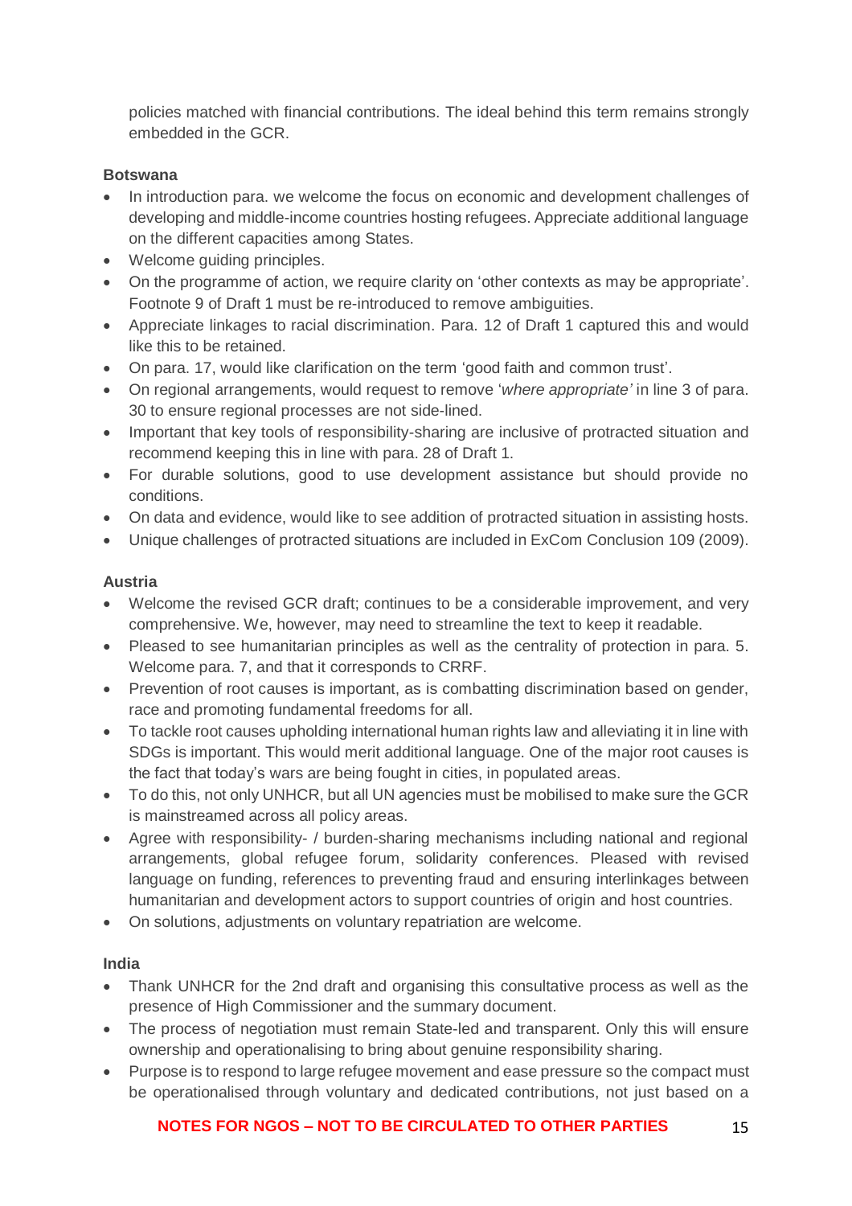policies matched with financial contributions. The ideal behind this term remains strongly embedded in the GCR.

**Botswana**

- In introduction para. we welcome the focus on economic and development challenges of developing and middle-income countries hosting refugees. Appreciate additional language on the different capacities among States.
- Welcome guiding principles.
- On the programme of action, we require clarity on 'other contexts as may be appropriate'. Footnote 9 of Draft 1 must be re-introduced to remove ambiguities.
- Appreciate linkages to racial discrimination. Para. 12 of Draft 1 captured this and would like this to be retained.
- On para. 17, would like clarification on the term 'good faith and common trust'.
- On regional arrangements, would request to remove '*where appropriate'* in line 3 of para. 30 to ensure regional processes are not side-lined.
- Important that key tools of responsibility-sharing are inclusive of protracted situation and recommend keeping this in line with para. 28 of Draft 1.
- For durable solutions, good to use development assistance but should provide no conditions.
- On data and evidence, would like to see addition of protracted situation in assisting hosts.
- Unique challenges of protracted situations are included in ExCom Conclusion 109 (2009).

**Austria**

- Welcome the revised GCR draft; continues to be a considerable improvement, and very comprehensive. We, however, may need to streamline the text to keep it readable.
- Pleased to see humanitarian principles as well as the centrality of protection in para. 5. Welcome para. 7, and that it corresponds to CRRF.
- Prevention of root causes is important, as is combatting discrimination based on gender, race and promoting fundamental freedoms for all.
- To tackle root causes upholding international human rights law and alleviating it in line with SDGs is important. This would merit additional language. One of the major root causes is the fact that today's wars are being fought in cities, in populated areas.
- To do this, not only UNHCR, but all UN agencies must be mobilised to make sure the GCR is mainstreamed across all policy areas.
- Agree with responsibility- / burden-sharing mechanisms including national and regional arrangements, global refugee forum, solidarity conferences. Pleased with revised language on funding, references to preventing fraud and ensuring interlinkages between humanitarian and development actors to support countries of origin and host countries.
- On solutions, adjustments on voluntary repatriation are welcome.

**India**

- Thank UNHCR for the 2nd draft and organising this consultative process as well as the presence of High Commissioner and the summary document.
- The process of negotiation must remain State-led and transparent. Only this will ensure ownership and operationalising to bring about genuine responsibility sharing.
- Purpose is to respond to large refugee movement and ease pressure so the compact must be operationalised through voluntary and dedicated contributions, not just based on a

**NOTES FOR NGOS – NOT TO BE CIRCULATED TO OTHER PARTIES**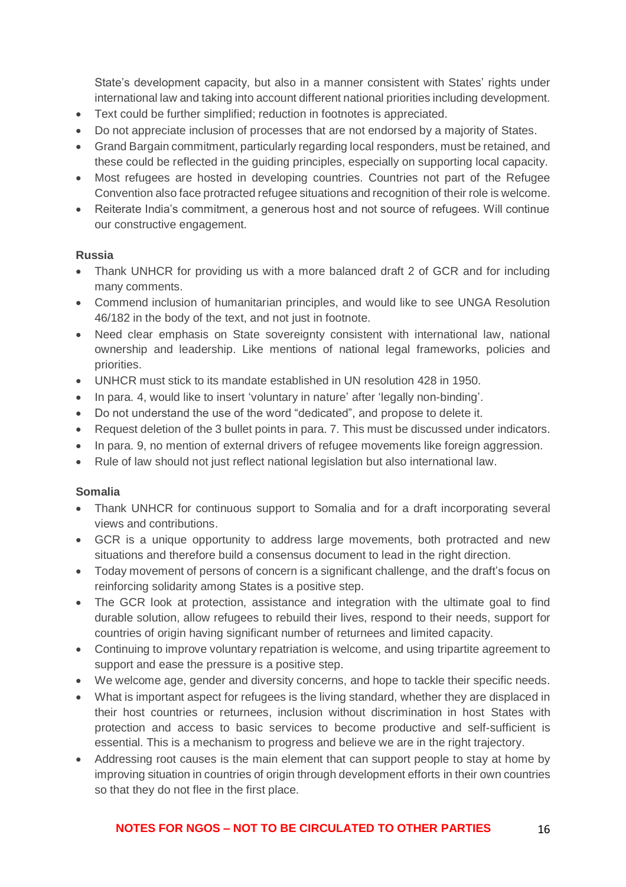State's development capacity, but also in a manner consistent with States' rights under international law and taking into account different national priorities including development.

- Text could be further simplified; reduction in footnotes is appreciated.
- Do not appreciate inclusion of processes that are not endorsed by a majority of States.
- Grand Bargain commitment, particularly regarding local responders, must be retained, and these could be reflected in the guiding principles, especially on supporting local capacity.
- Most refugees are hosted in developing countries. Countries not part of the Refugee Convention also face protracted refugee situations and recognition of their role is welcome.
- Reiterate India's commitment, a generous host and not source of refugees. Will continue our constructive engagement.

**Russia**

- Thank UNHCR for providing us with a more balanced draft 2 of GCR and for including many comments.
- Commend inclusion of humanitarian principles, and would like to see UNGA Resolution 46/182 in the body of the text, and not just in footnote.
- Need clear emphasis on State sovereignty consistent with international law, national ownership and leadership. Like mentions of national legal frameworks, policies and priorities.
- UNHCR must stick to its mandate established in UN resolution 428 in 1950.
- In para. 4, would like to insert 'voluntary in nature' after 'legally non-binding'.
- Do not understand the use of the word "dedicated", and propose to delete it.
- Request deletion of the 3 bullet points in para. 7. This must be discussed under indicators.
- In para. 9, no mention of external drivers of refugee movements like foreign aggression.
- Rule of law should not just reflect national legislation but also international law.

**Somalia**

- Thank UNHCR for continuous support to Somalia and for a draft incorporating several views and contributions.
- GCR is a unique opportunity to address large movements, both protracted and new situations and therefore build a consensus document to lead in the right direction.
- Today movement of persons of concern is a significant challenge, and the draft's focus on reinforcing solidarity among States is a positive step.
- The GCR look at protection, assistance and integration with the ultimate goal to find durable solution, allow refugees to rebuild their lives, respond to their needs, support for countries of origin having significant number of returnees and limited capacity.
- Continuing to improve voluntary repatriation is welcome, and using tripartite agreement to support and ease the pressure is a positive step.
- We welcome age, gender and diversity concerns, and hope to tackle their specific needs.
- What is important aspect for refugees is the living standard, whether they are displaced in their host countries or returnees, inclusion without discrimination in host States with protection and access to basic services to become productive and self-sufficient is essential. This is a mechanism to progress and believe we are in the right trajectory.
- Addressing root causes is the main element that can support people to stay at home by improving situation in countries of origin through development efforts in their own countries so that they do not flee in the first place.

**NOTES FOR NGOS – NOT TO BE CIRCULATED TO OTHER PARTIES**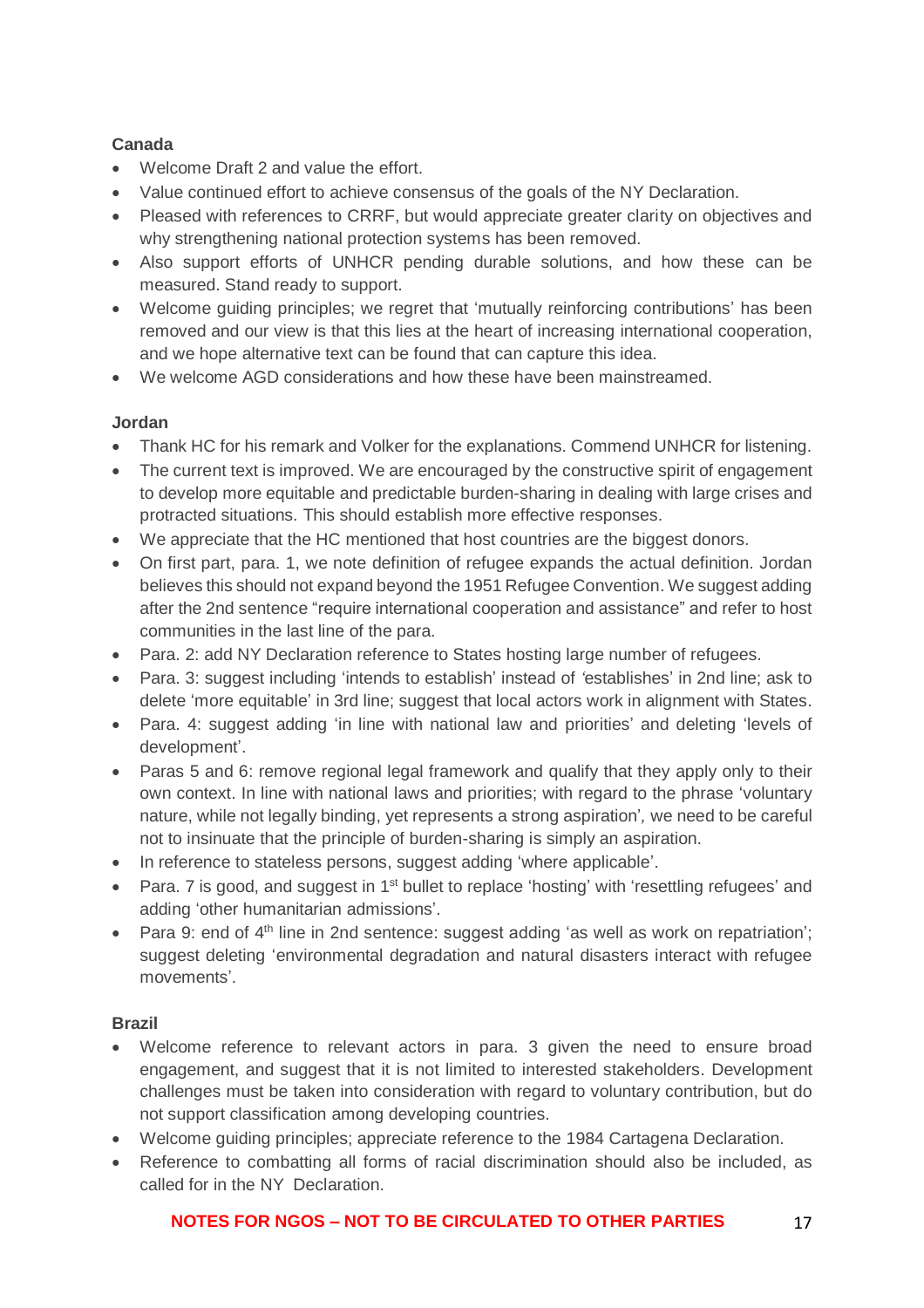**Canada**

- Welcome Draft 2 and value the effort.
- Value continued effort to achieve consensus of the goals of the NY Declaration.
- Pleased with references to CRRF, but would appreciate greater clarity on objectives and why strengthening national protection systems has been removed.
- Also support efforts of UNHCR pending durable solutions, and how these can be measured. Stand ready to support.
- Welcome guiding principles; we regret that 'mutually reinforcing contributions' has been removed and our view is that this lies at the heart of increasing international cooperation, and we hope alternative text can be found that can capture this idea.
- We welcome AGD considerations and how these have been mainstreamed.

**Jordan**

- Thank HC for his remark and Volker for the explanations. Commend UNHCR for listening.
- The current text is improved. We are encouraged by the constructive spirit of engagement to develop more equitable and predictable burden-sharing in dealing with large crises and protracted situations. This should establish more effective responses.
- We appreciate that the HC mentioned that host countries are the biggest donors.
- On first part, para. 1, we note definition of refugee expands the actual definition. Jordan believes this should not expand beyond the 1951 Refugee Convention. We suggest adding after the 2nd sentence "require international cooperation and assistance" and refer to host communities in the last line of the para.
- Para. 2: add NY Declaration reference to States hosting large number of refugees.
- Para. 3: suggest including 'intends to establish' instead of 'establishes' in 2nd line; ask to delete 'more equitable' in 3rd line; suggest that local actors work in alignment with States.
- Para. 4: suggest adding 'in line with national law and priorities' and deleting 'levels of development'.
- Paras 5 and 6: remove regional legal framework and qualify that they apply only to their own context. In line with national laws and priorities; with regard to the phrase 'voluntary nature, while not legally binding, yet represents a strong aspiration', we need to be careful not to insinuate that the principle of burden-sharing is simply an aspiration.
- In reference to stateless persons, suggest adding 'where applicable'.
- Para. 7 is good, and suggest in 1st bullet to replace 'hosting' with 'resettling refugees' and adding 'other humanitarian admissions'.
- Para 9: end of 4th line in 2nd sentence: suggest adding 'as well as work on repatriation'; suggest deleting 'environmental degradation and natural disasters interact with refugee movements'.

**Brazil**

- Welcome reference to relevant actors in para. 3 given the need to ensure broad engagement, and suggest that it is not limited to interested stakeholders. Development challenges must be taken into consideration with regard to voluntary contribution, but do not support classification among developing countries.
- Welcome guiding principles; appreciate reference to the 1984 Cartagena Declaration.
- Reference to combatting all forms of racial discrimination should also be included, as called for in the NY Declaration.

**NOTES FOR NGOS – NOT TO BE CIRCULATED TO OTHER PARTIES**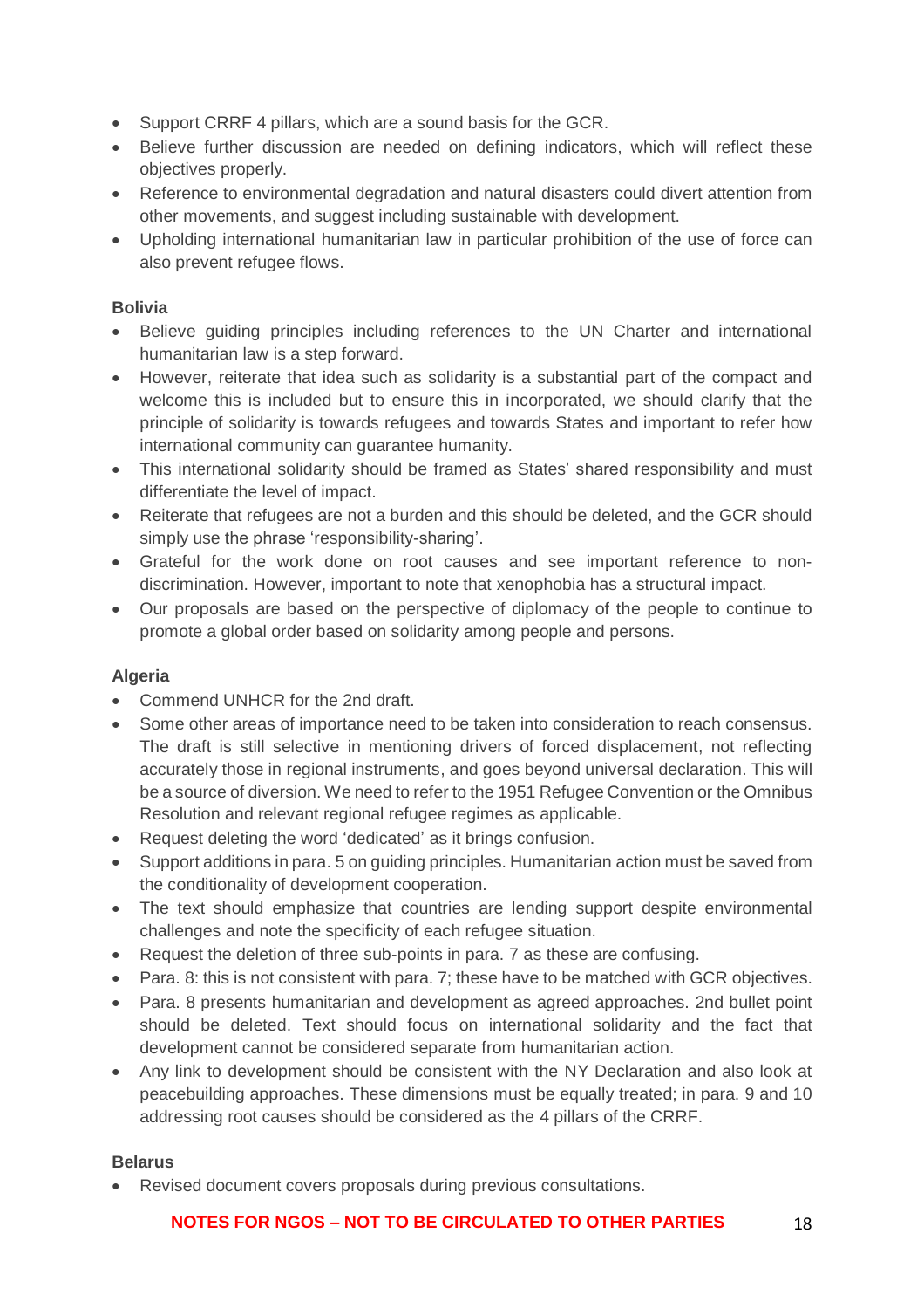- Support CRRF 4 pillars, which are a sound basis for the GCR.
- Believe further discussion are needed on defining indicators, which will reflect these objectives properly.
- Reference to environmental degradation and natural disasters could divert attention from other movements, and suggest including sustainable with development.
- Upholding international humanitarian law in particular prohibition of the use of force can also prevent refugee flows.

**Bolivia**

- Believe guiding principles including references to the UN Charter and international humanitarian law is a step forward.
- However, reiterate that idea such as solidarity is a substantial part of the compact and welcome this is included but to ensure this in incorporated, we should clarify that the principle of solidarity is towards refugees and towards States and important to refer how international community can guarantee humanity.
- This international solidarity should be framed as States' shared responsibility and must differentiate the level of impact.
- Reiterate that refugees are not a burden and this should be deleted, and the GCR should simply use the phrase 'responsibility-sharing'.
- Grateful for the work done on root causes and see important reference to non-discrimination. However, important to note that xenophobia has a structural impact.
- Our proposals are based on the perspective of diplomacy of the people to continue to promote a global order based on solidarity among people and persons.

**Algeria**

- Commend UNHCR for the 2nd draft.
- Some other areas of importance need to be taken into consideration to reach consensus. The draft is still selective in mentioning drivers of forced displacement, not reflecting accurately those in regional instruments, and goes beyond universal declaration. This will be a source of diversion. We need to refer to the 1951 Refugee Convention or the Omnibus Resolution and relevant regional refugee regimes as applicable.
- Request deleting the word 'dedicated' as it brings confusion.
- Support additions in para. 5 on guiding principles. Humanitarian action must be saved from the conditionality of development cooperation.
- The text should emphasize that countries are lending support despite environmental challenges and note the specificity of each refugee situation.
- Request the deletion of three sub-points in para. 7 as these are confusing.
- Para. 8: this is not consistent with para. 7; these have to be matched with GCR objectives.
- Para. 8 presents humanitarian and development as agreed approaches. 2nd bullet point should be deleted. Text should focus on international solidarity and the fact that development cannot be considered separate from humanitarian action.
- Any link to development should be consistent with the NY Declaration and also look at peacebuilding approaches. These dimensions must be equally treated; in para. 9 and 10 addressing root causes should be considered as the 4 pillars of the CRRF.

**Belarus**

- Revised document covers proposals during previous consultations.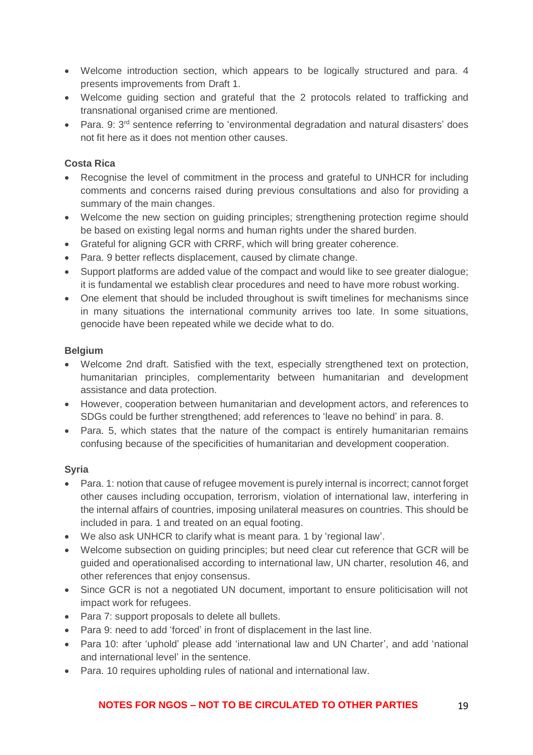- Welcome introduction section, which appears to be logically structured and para. 4 presents improvements from Draft 1.
- Welcome guiding section and grateful that the 2 protocols related to trafficking and transnational organised crime are mentioned.
- Para. 9: 3rd sentence referring to 'environmental degradation and natural disasters' does not fit here as it does not mention other causes.

**Costa Rica**

- Recognise the level of commitment in the process and grateful to UNHCR for including comments and concerns raised during previous consultations and also for providing a summary of the main changes.
- Welcome the new section on guiding principles; strengthening protection regime should be based on existing legal norms and human rights under the shared burden.
- Grateful for aligning GCR with CRRF, which will bring greater coherence.
- Para. 9 better reflects displacement, caused by climate change.
- Support platforms are added value of the compact and would like to see greater dialogue; it is fundamental we establish clear procedures and need to have more robust working.
- One element that should be included throughout is swift timelines for mechanisms since in many situations the international community arrives too late. In some situations, genocide have been repeated while we decide what to do.

**Belgium**

- Welcome 2nd draft. Satisfied with the text, especially strengthened text on protection, humanitarian principles, complementarity between humanitarian and development assistance and data protection.
- However, cooperation between humanitarian and development actors, and references to SDGs could be further strengthened; add references to 'leave no behind' in para. 8.
- Para. 5, which states that the nature of the compact is entirely humanitarian remains confusing because of the specificities of humanitarian and development cooperation.

**Syria**

- Para. 1: notion that cause of refugee movement is purely internal is incorrect; cannot forget other causes including occupation, terrorism, violation of international law, interfering in the internal affairs of countries, imposing unilateral measures on countries. This should be included in para. 1 and treated on an equal footing.
- We also ask UNHCR to clarify what is meant para. 1 by 'regional law'.
- Welcome subsection on guiding principles; but need clear cut reference that GCR will be guided and operationalised according to international law, UN charter, resolution 46, and other references that enjoy consensus.
- Since GCR is not a negotiated UN document, important to ensure politicisation will not impact work for refugees.
- Para 7: support proposals to delete all bullets.
- Para 9: need to add 'forced' in front of displacement in the last line.
- Para 10: after 'uphold' please add 'international law and UN Charter', and add 'national and international level' in the sentence.
- Para. 10 requires upholding rules of national and international law.

**NOTES FOR NGOS – NOT TO BE CIRCULATED TO OTHER PARTIES**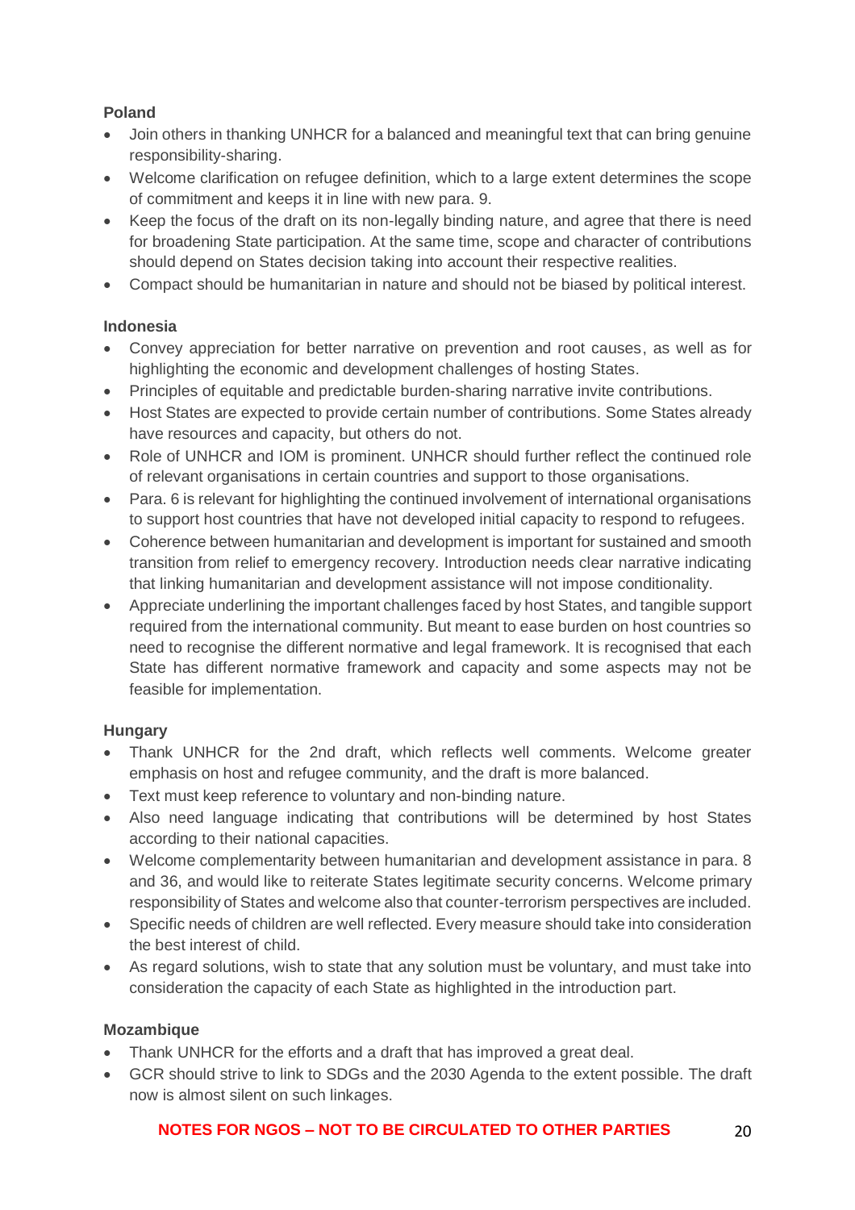**Poland**

- Join others in thanking UNHCR for a balanced and meaningful text that can bring genuine responsibility-sharing.
- Welcome clarification on refugee definition, which to a large extent determines the scope of commitment and keeps it in line with new para. 9.
- Keep the focus of the draft on its non-legally binding nature, and agree that there is need for broadening State participation. At the same time, scope and character of contributions should depend on States decision taking into account their respective realities.
- Compact should be humanitarian in nature and should not be biased by political interest.

**Indonesia**

- Convey appreciation for better narrative on prevention and root causes, as well as for highlighting the economic and development challenges of hosting States.
- Principles of equitable and predictable burden-sharing narrative invite contributions.
- Host States are expected to provide certain number of contributions. Some States already have resources and capacity, but others do not.
- Role of UNHCR and IOM is prominent. UNHCR should further reflect the continued role of relevant organisations in certain countries and support to those organisations.
- Para. 6 is relevant for highlighting the continued involvement of international organisations to support host countries that have not developed initial capacity to respond to refugees.
- Coherence between humanitarian and development is important for sustained and smooth transition from relief to emergency recovery. Introduction needs clear narrative indicating that linking humanitarian and development assistance will not impose conditionality.
- Appreciate underlining the important challenges faced by host States, and tangible support required from the international community. But meant to ease burden on host countries so need to recognise the different normative and legal framework. It is recognised that each State has different normative framework and capacity and some aspects may not be feasible for implementation.

**Hungary**

- Thank UNHCR for the 2nd draft, which reflects well comments. Welcome greater emphasis on host and refugee community, and the draft is more balanced.
- Text must keep reference to voluntary and non-binding nature.
- Also need language indicating that contributions will be determined by host States according to their national capacities.
- Welcome complementarity between humanitarian and development assistance in para. 8 and 36, and would like to reiterate States legitimate security concerns. Welcome primary responsibility of States and welcome also that counter-terrorism perspectives are included.
- Specific needs of children are well reflected. Every measure should take into consideration the best interest of child.
- As regard solutions, wish to state that any solution must be voluntary, and must take into consideration the capacity of each State as highlighted in the introduction part.

**Mozambique**

- Thank UNHCR for the efforts and a draft that has improved a great deal.
- GCR should strive to link to SDGs and the 2030 Agenda to the extent possible. The draft now is almost silent on such linkages.

**NOTES FOR NGOS – NOT TO BE CIRCULATED TO OTHER PARTIES**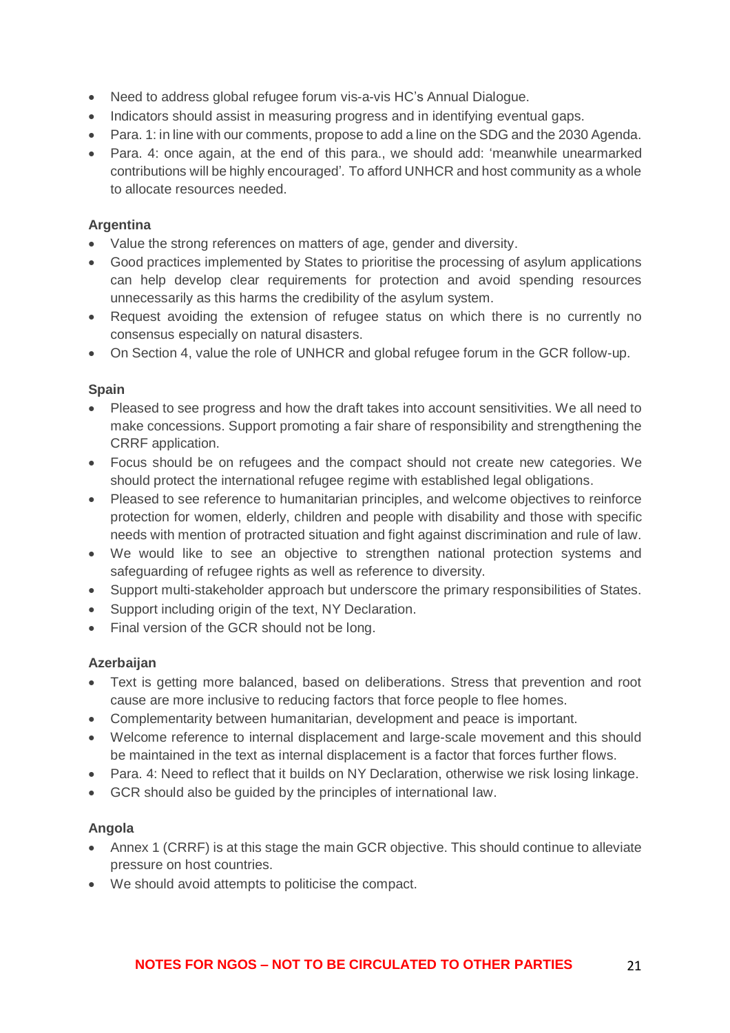- Need to address global refugee forum vis-a-vis HC's Annual Dialogue.
- Indicators should assist in measuring progress and in identifying eventual gaps.
- Para. 1: in line with our comments, propose to add a line on the SDG and the 2030 Agenda.
- Para. 4: once again, at the end of this para., we should add: 'meanwhile unearmarked contributions will be highly encouraged'. To afford UNHCR and host community as a whole to allocate resources needed.

**Argentina**

- Value the strong references on matters of age, gender and diversity.
- Good practices implemented by States to prioritise the processing of asylum applications can help develop clear requirements for protection and avoid spending resources unnecessarily as this harms the credibility of the asylum system.
- Request avoiding the extension of refugee status on which there is no currently no consensus especially on natural disasters.
- On Section 4, value the role of UNHCR and global refugee forum in the GCR follow-up.

**Spain**

- Pleased to see progress and how the draft takes into account sensitivities. We all need to make concessions. Support promoting a fair share of responsibility and strengthening the CRRF application.
- Focus should be on refugees and the compact should not create new categories. We should protect the international refugee regime with established legal obligations.
- Pleased to see reference to humanitarian principles, and welcome objectives to reinforce protection for women, elderly, children and people with disability and those with specific needs with mention of protracted situation and fight against discrimination and rule of law.
- We would like to see an objective to strengthen national protection systems and safeguarding of refugee rights as well as reference to diversity.
- Support multi-stakeholder approach but underscore the primary responsibilities of States.
- Support including origin of the text, NY Declaration.
- Final version of the GCR should not be long.

**Azerbaijan**

- Text is getting more balanced, based on deliberations. Stress that prevention and root cause are more inclusive to reducing factors that force people to flee homes.
- Complementarity between humanitarian, development and peace is important.
- Welcome reference to internal displacement and large-scale movement and this should be maintained in the text as internal displacement is a factor that forces further flows.
- Para. 4: Need to reflect that it builds on NY Declaration, otherwise we risk losing linkage.
- GCR should also be guided by the principles of international law.

**Angola**

- Annex 1 (CRRF) is at this stage the main GCR objective. This should continue to alleviate pressure on host countries.
- We should avoid attempts to politicise the compact.

**NOTES FOR NGOS – NOT TO BE CIRCULATED TO OTHER PARTIES**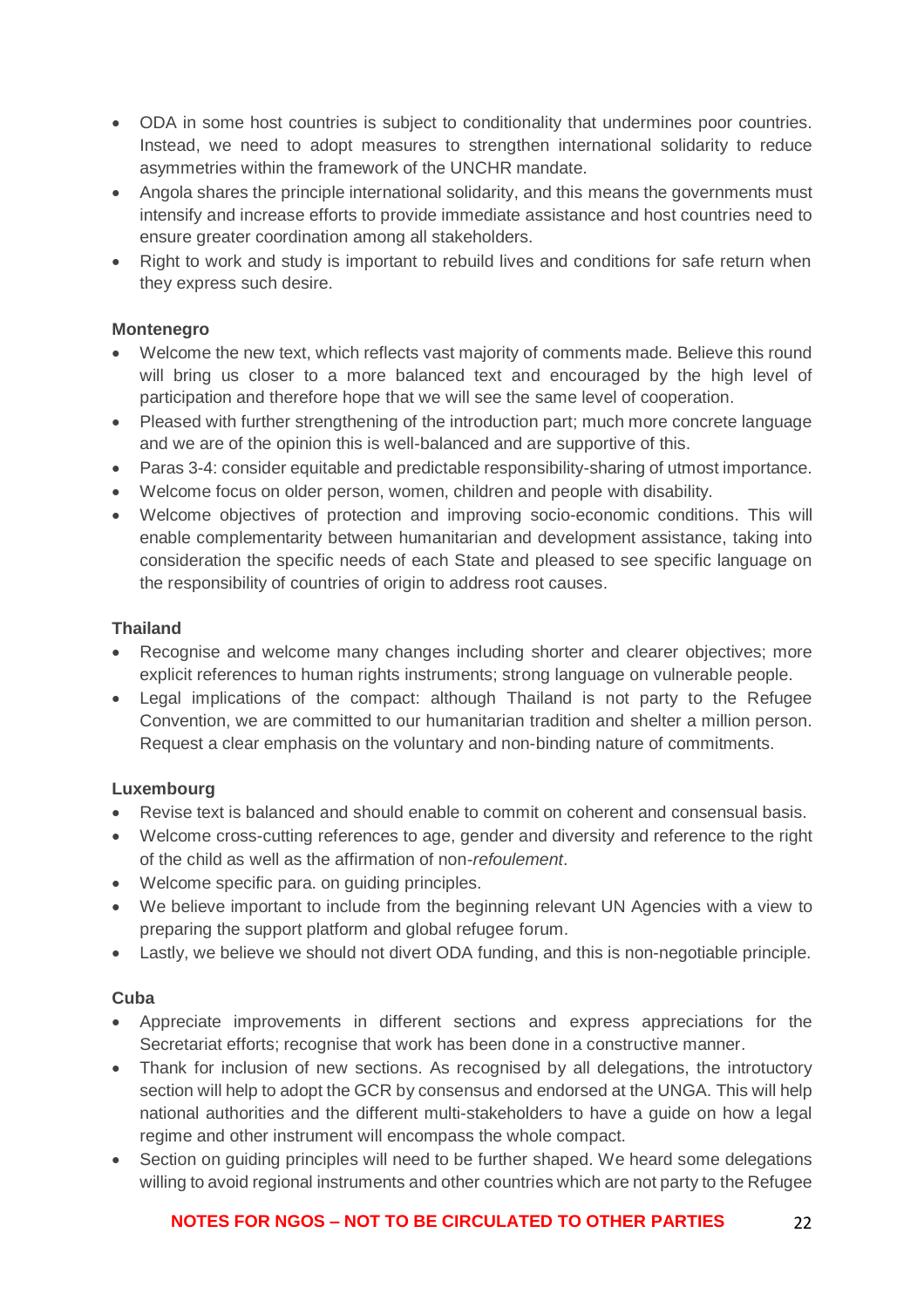- ODA in some host countries is subject to conditionality that undermines poor countries. Instead, we need to adopt measures to strengthen international solidarity to reduce asymmetries within the framework of the UNCHR mandate.
- Angola shares the principle international solidarity, and this means the governments must intensify and increase efforts to provide immediate assistance and host countries need to ensure greater coordination among all stakeholders.
- Right to work and study is important to rebuild lives and conditions for safe return when they express such desire.

**Montenegro**

- Welcome the new text, which reflects vast majority of comments made. Believe this round will bring us closer to a more balanced text and encouraged by the high level of participation and therefore hope that we will see the same level of cooperation.
- Pleased with further strengthening of the introduction part; much more concrete language and we are of the opinion this is well-balanced and are supportive of this.
- Paras 3-4: consider equitable and predictable responsibility-sharing of utmost importance.
- Welcome focus on older person, women, children and people with disability.
- Welcome objectives of protection and improving socio-economic conditions. This will enable complementarity between humanitarian and development assistance, taking into consideration the specific needs of each State and pleased to see specific language on the responsibility of countries of origin to address root causes.

**Thailand**

- Recognise and welcome many changes including shorter and clearer objectives; more explicit references to human rights instruments; strong language on vulnerable people.
- Legal implications of the compact: although Thailand is not party to the Refugee Convention, we are committed to our humanitarian tradition and shelter a million person. Request a clear emphasis on the voluntary and non-binding nature of commitments.

**Luxembourg**

- Revise text is balanced and should enable to commit on coherent and consensual basis.
- Welcome cross-cutting references to age, gender and diversity and reference to the right of the child as well as the affirmation of non-*refoulement*.
- Welcome specific para. on guiding principles.
- We believe important to include from the beginning relevant UN Agencies with a view to preparing the support platform and global refugee forum.
- Lastly, we believe we should not divert ODA funding, and this is non-negotiable principle.

**Cuba**

- Appreciate improvements in different sections and express appreciations for the Secretariat efforts; recognise that work has been done in a constructive manner.
- Thank for inclusion of new sections. As recognised by all delegations, the introtuctory section will help to adopt the GCR by consensus and endorsed at the UNGA. This will help national authorities and the different multi-stakeholders to have a guide on how a legal regime and other instrument will encompass the whole compact.
- Section on guiding principles will need to be further shaped. We heard some delegations willing to avoid regional instruments and other countries which are not party to the Refugee

**NOTES FOR NGOS – NOT TO BE CIRCULATED TO OTHER PARTIES**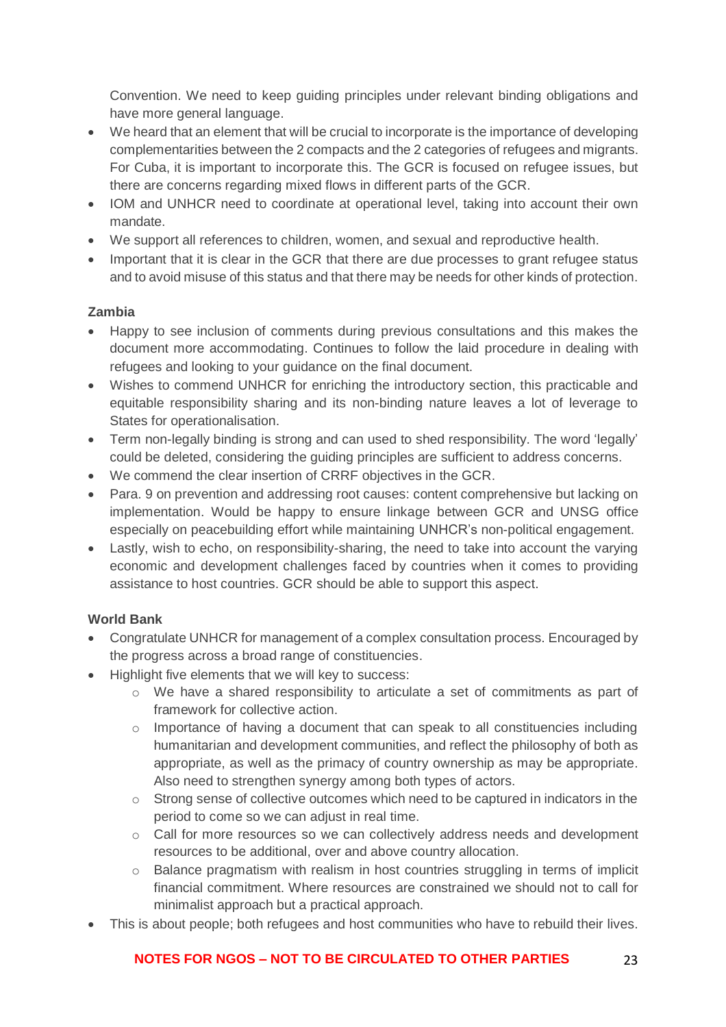Convention. We need to keep guiding principles under relevant binding obligations and have more general language.

- We heard that an element that will be crucial to incorporate is the importance of developing complementarities between the 2 compacts and the 2 categories of refugees and migrants. For Cuba, it is important to incorporate this. The GCR is focused on refugee issues, but there are concerns regarding mixed flows in different parts of the GCR.
- IOM and UNHCR need to coordinate at operational level, taking into account their own mandate.
- We support all references to children, women, and sexual and reproductive health.
- Important that it is clear in the GCR that there are due processes to grant refugee status and to avoid misuse of this status and that there may be needs for other kinds of protection.

**Zambia**

- Happy to see inclusion of comments during previous consultations and this makes the document more accommodating. Continues to follow the laid procedure in dealing with refugees and looking to your guidance on the final document.
- Wishes to commend UNHCR for enriching the introductory section, this practicable and equitable responsibility sharing and its non-binding nature leaves a lot of leverage to States for operationalisation.
- Term non-legally binding is strong and can used to shed responsibility. The word 'legally' could be deleted, considering the guiding principles are sufficient to address concerns.
- We commend the clear insertion of CRRF objectives in the GCR.
- Para. 9 on prevention and addressing root causes: content comprehensive but lacking on implementation. Would be happy to ensure linkage between GCR and UNSG office especially on peacebuilding effort while maintaining UNHCR's non-political engagement.
- Lastly, wish to echo, on responsibility-sharing, the need to take into account the varying economic and development challenges faced by countries when it comes to providing assistance to host countries. GCR should be able to support this aspect.

**World Bank**

- Congratulate UNHCR for management of a complex consultation process. Encouraged by the progress across a broad range of constituencies.
- Highlight five elements that we will key to success:
  - We have a shared responsibility to articulate a set of commitments as part of framework for collective action.
  - Importance of having a document that can speak to all constituencies including humanitarian and development communities, and reflect the philosophy of both as appropriate, as well as the primacy of country ownership as may be appropriate. Also need to strengthen synergy among both types of actors.
  - Strong sense of collective outcomes which need to be captured in indicators in the period to come so we can adjust in real time.
  - Call for more resources so we can collectively address needs and development resources to be additional, over and above country allocation.
  - Balance pragmatism with realism in host countries struggling in terms of implicit financial commitment. Where resources are constrained we should not to call for minimalist approach but a practical approach.
- This is about people; both refugees and host communities who have to rebuild their lives.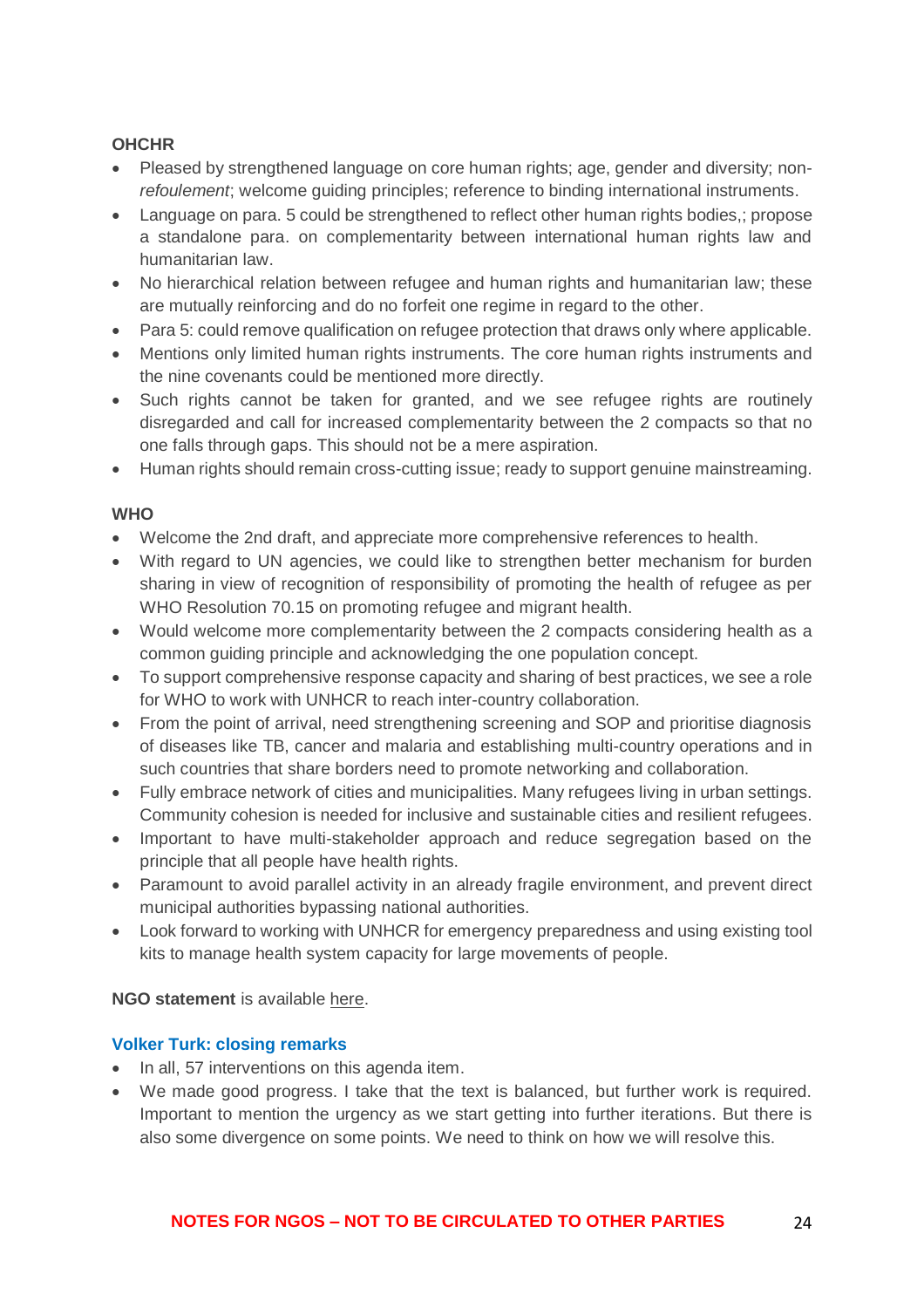**OHCHR**

- Pleased by strengthened language on core human rights; age, gender and diversity; non-*refoulement*; welcome guiding principles; reference to binding international instruments.
- Language on para. 5 could be strengthened to reflect other human rights bodies,; propose a standalone para. on complementarity between international human rights law and humanitarian law.
- No hierarchical relation between refugee and human rights and humanitarian law; these are mutually reinforcing and do no forfeit one regime in regard to the other.
- Para 5: could remove qualification on refugee protection that draws only where applicable.
- Mentions only limited human rights instruments. The core human rights instruments and the nine covenants could be mentioned more directly.
- Such rights cannot be taken for granted, and we see refugee rights are routinely disregarded and call for increased complementarity between the 2 compacts so that no one falls through gaps. This should not be a mere aspiration.
- Human rights should remain cross-cutting issue; ready to support genuine mainstreaming.

**WHO**

- Welcome the 2nd draft, and appreciate more comprehensive references to health.
- With regard to UN agencies, we could like to strengthen better mechanism for burden sharing in view of recognition of responsibility of promoting the health of refugee as per WHO Resolution 70.15 on promoting refugee and migrant health.
- Would welcome more complementarity between the 2 compacts considering health as a common guiding principle and acknowledging the one population concept.
- To support comprehensive response capacity and sharing of best practices, we see a role for WHO to work with UNHCR to reach inter-country collaboration.
- From the point of arrival, need strengthening screening and SOP and prioritise diagnosis of diseases like TB, cancer and malaria and establishing multi-country operations and in such countries that share borders need to promote networking and collaboration.
- Fully embrace network of cities and municipalities. Many refugees living in urban settings. Community cohesion is needed for inclusive and sustainable cities and resilient refugees.
- Important to have multi-stakeholder approach and reduce segregation based on the principle that all people have health rights.
- Paramount to avoid parallel activity in an already fragile environment, and prevent direct municipal authorities bypassing national authorities.
- Look forward to working with UNHCR for emergency preparedness and using existing tool kits to manage health system capacity for large movements of people.

**NGO statement** is available here.

**Volker Turk: closing remarks**

- In all, 57 interventions on this agenda item.
- We made good progress. I take that the text is balanced, but further work is required. Important to mention the urgency as we start getting into further iterations. But there is also some divergence on some points. We need to think on how we will resolve this.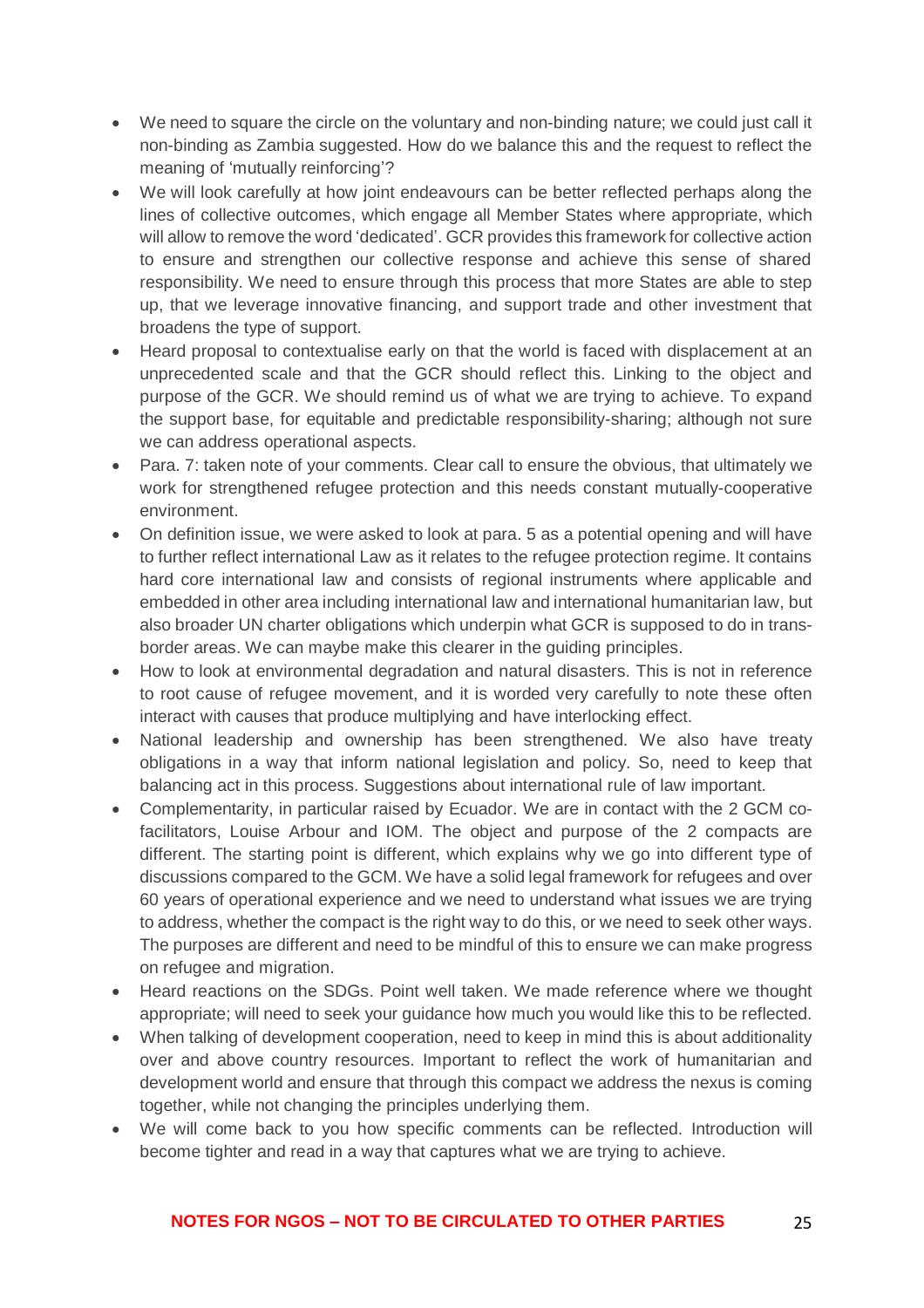- We need to square the circle on the voluntary and non-binding nature; we could just call it non-binding as Zambia suggested. How do we balance this and the request to reflect the meaning of 'mutually reinforcing'?
- We will look carefully at how joint endeavours can be better reflected perhaps along the lines of collective outcomes, which engage all Member States where appropriate, which will allow to remove the word 'dedicated'. GCR provides this framework for collective action to ensure and strengthen our collective response and achieve this sense of shared responsibility. We need to ensure through this process that more States are able to step up, that we leverage innovative financing, and support trade and other investment that broadens the type of support.
- Heard proposal to contextualise early on that the world is faced with displacement at an unprecedented scale and that the GCR should reflect this. Linking to the object and purpose of the GCR. We should remind us of what we are trying to achieve. To expand the support base, for equitable and predictable responsibility-sharing; although not sure we can address operational aspects.
- Para. 7: taken note of your comments. Clear call to ensure the obvious, that ultimately we work for strengthened refugee protection and this needs constant mutually-cooperative environment.
- On definition issue, we were asked to look at para. 5 as a potential opening and will have to further reflect international Law as it relates to the refugee protection regime. It contains hard core international law and consists of regional instruments where applicable and embedded in other area including international law and international humanitarian law, but also broader UN charter obligations which underpin what GCR is supposed to do in trans-border areas. We can maybe make this clearer in the guiding principles.
- How to look at environmental degradation and natural disasters. This is not in reference to root cause of refugee movement, and it is worded very carefully to note these often interact with causes that produce multiplying and have interlocking effect.
- National leadership and ownership has been strengthened. We also have treaty obligations in a way that inform national legislation and policy. So, need to keep that balancing act in this process. Suggestions about international rule of law important.
- Complementarity, in particular raised by Ecuador. We are in contact with the 2 GCM co-facilitators, Louise Arbour and IOM. The object and purpose of the 2 compacts are different. The starting point is different, which explains why we go into different type of discussions compared to the GCM. We have a solid legal framework for refugees and over 60 years of operational experience and we need to understand what issues we are trying to address, whether the compact is the right way to do this, or we need to seek other ways. The purposes are different and need to be mindful of this to ensure we can make progress on refugee and migration.
- Heard reactions on the SDGs. Point well taken. We made reference where we thought appropriate; will need to seek your guidance how much you would like this to be reflected.
- When talking of development cooperation, need to keep in mind this is about additionality over and above country resources. Important to reflect the work of humanitarian and development world and ensure that through this compact we address the nexus is coming together, while not changing the principles underlying them.
- We will come back to you how specific comments can be reflected. Introduction will become tighter and read in a way that captures what we are trying to achieve.

**NOTES FOR NGOS – NOT TO BE CIRCULATED TO OTHER PARTIES**